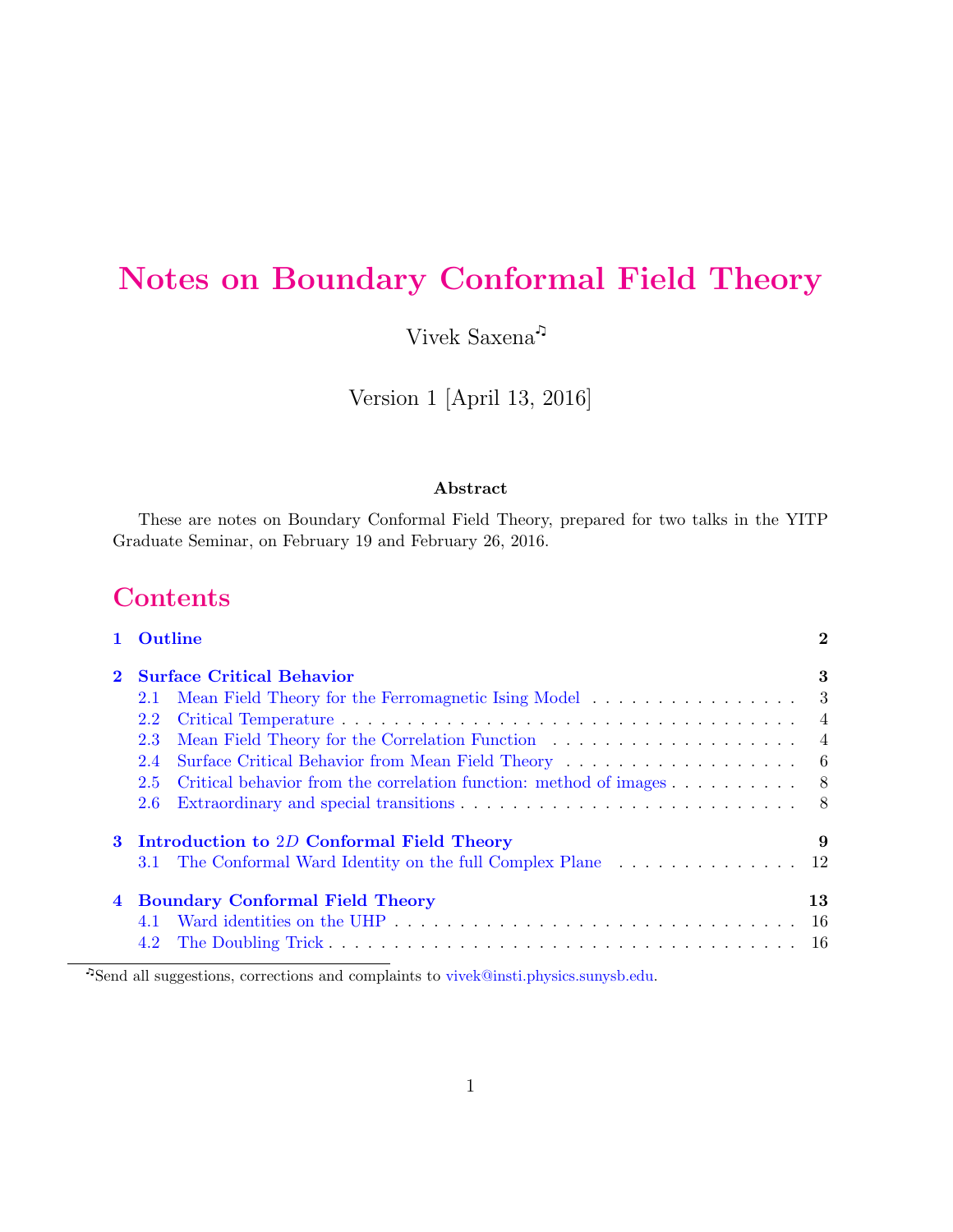# Notes on Boundary Conformal Field Theory

Vivek Saxena♫

Version 1 [April 13, 2016]

### Abstract

These are notes on Boundary Conformal Field Theory, prepared for two talks in the YITP Graduate Seminar, on February 19 and February 26, 2016.

## Contents

**1 Outline** — 2

**2 Surface Critical Behavior** — 3

- 2.1 Mean Field Theory for the Ferromagnetic Ising Model — 3
- 2.2 Critical Temperature — 4
- 2.3 Mean Field Theory for the Correlation Function — 4
- 2.4 Surface Critical Behavior from Mean Field Theory — 6
- 2.5 Critical behavior from the correlation function: method of images — 8
- 2.6 Extraordinary and special transitions — 8

**3 Introduction to $2D$ Conformal Field Theory** — 9

- 3.1 The Conformal Ward Identity on the full Complex Plane — 12

**4 Boundary Conformal Field Theory** — 13

- 4.1 Ward identities on the UHP — 16
- 4.2 The Doubling Trick — 16

♫Send all suggestions, corrections and complaints to vivek@insti.physics.sunysb.edu.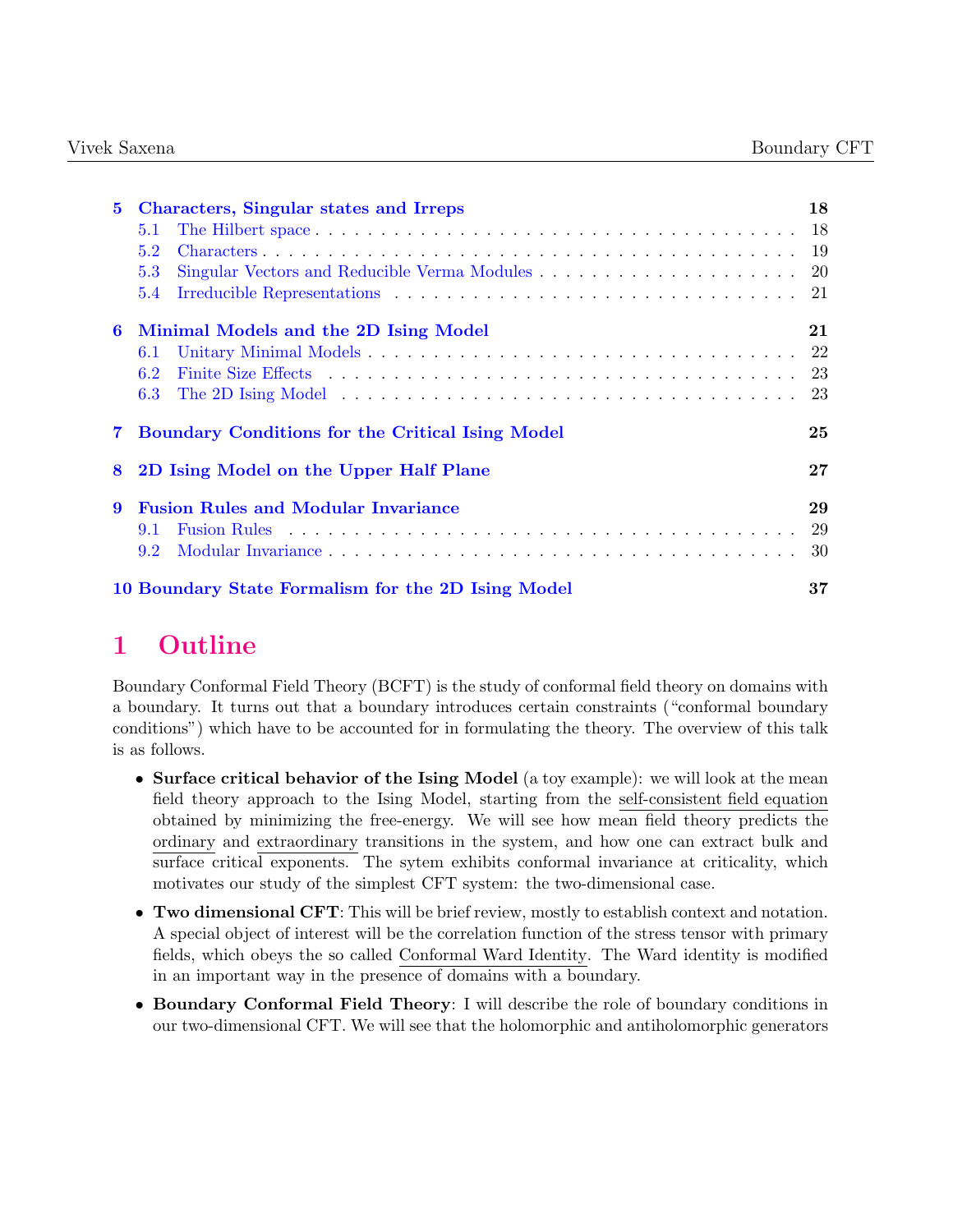| | | |
|---|---|---|
| **5** | **Characters, Singular states and Irreps** | **18** |
| 5.1 | The Hilbert space | 18 |
| 5.2 | Characters | 19 |
| 5.3 | Singular Vectors and Reducible Verma Modules | 20 |
| 5.4 | Irreducible Representations | 21 |
| **6** | **Minimal Models and the 2D Ising Model** | **21** |
| 6.1 | Unitary Minimal Models | 22 |
| 6.2 | Finite Size Effects | 23 |
| 6.3 | The 2D Ising Model | 23 |
| **7** | **Boundary Conditions for the Critical Ising Model** | **25** |
| **8** | **2D Ising Model on the Upper Half Plane** | **27** |
| **9** | **Fusion Rules and Modular Invariance** | **29** |
| 9.1 | Fusion Rules | 29 |
| 9.2 | Modular Invariance | 30 |
| **10** | **Boundary State Formalism for the 2D Ising Model** | **37** |

# 1 Outline

Boundary Conformal Field Theory (BCFT) is the study of conformal field theory on domains with a boundary. It turns out that a boundary introduces certain constraints ("conformal boundary conditions") which have to be accounted for in formulating the theory. The overview of this talk is as follows.

- **Surface critical behavior of the Ising Model** (a toy example): we will look at the mean field theory approach to the Ising Model, starting from the self-consistent field equation obtained by minimizing the free-energy. We will see how mean field theory predicts the ordinary and extraordinary transitions in the system, and how one can extract bulk and surface critical exponents. The sytem exhibits conformal invariance at criticality, which motivates our study of the simplest CFT system: the two-dimensional case.
- **Two dimensional CFT**: This will be brief review, mostly to establish context and notation. A special object of interest will be the correlation function of the stress tensor with primary fields, which obeys the so called Conformal Ward Identity. The Ward identity is modified in an important way in the presence of domains with a boundary.
- **Boundary Conformal Field Theory**: I will describe the role of boundary conditions in our two-dimensional CFT. We will see that the holomorphic and antiholomorphic generators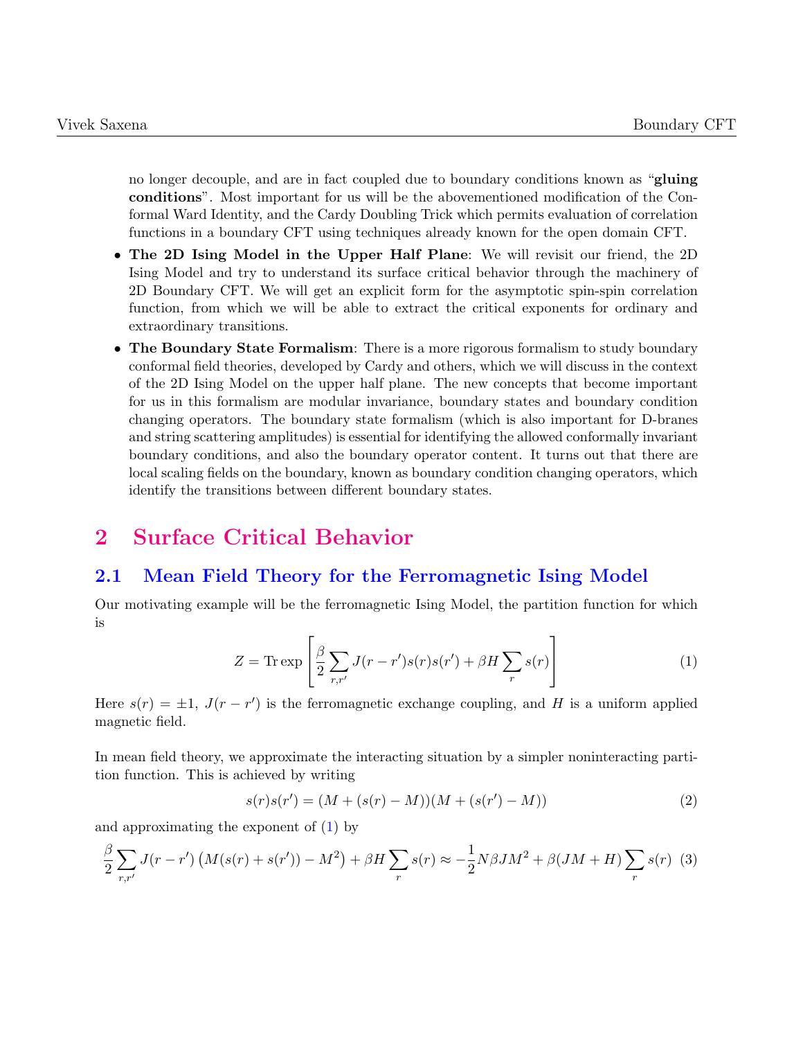no longer decouple, and are in fact coupled due to boundary conditions known as "**gluing conditions**". Most important for us will be the abovementioned modification of the Conformal Ward Identity, and the Cardy Doubling Trick which permits evaluation of correlation functions in a boundary CFT using techniques already known for the open domain CFT.

- **The 2D Ising Model in the Upper Half Plane**: We will revisit our friend, the 2D Ising Model and try to understand its surface critical behavior through the machinery of 2D Boundary CFT. We will get an explicit form for the asymptotic spin-spin correlation function, from which we will be able to extract the critical exponents for ordinary and extraordinary transitions.
- **The Boundary State Formalism**: There is a more rigorous formalism to study boundary conformal field theories, developed by Cardy and others, which we will discuss in the context of the 2D Ising Model on the upper half plane. The new concepts that become important for us in this formalism are modular invariance, boundary states and boundary condition changing operators. The boundary state formalism (which is also important for D-branes and string scattering amplitudes) is essential for identifying the allowed conformally invariant boundary conditions, and also the boundary operator content. It turns out that there are local scaling fields on the boundary, known as boundary condition changing operators, which identify the transitions between different boundary states.

# 2 Surface Critical Behavior

## 2.1 Mean Field Theory for the Ferromagnetic Ising Model

Our motivating example will be the ferromagnetic Ising Model, the partition function for which is

$$Z = \mathrm{Tr}\exp\left[\frac{\beta}{2}\sum_{r,r'} J(r-r')s(r)s(r') + \beta H \sum_r s(r)\right] \tag{1}$$

Here $s(r) = \pm 1$, $J(r-r')$ is the ferromagnetic exchange coupling, and $H$ is a uniform applied magnetic field.

In mean field theory, we approximate the interacting situation by a simpler noninteracting partition function. This is achieved by writing

$$s(r)s(r') = (M + (s(r) - M))(M + (s(r') - M)) \tag{2}$$

and approximating the exponent of (1) by

$$\frac{\beta}{2}\sum_{r,r'} J(r-r')\left(M(s(r)+s(r')) - M^2\right) + \beta H \sum_r s(r) \approx -\frac{1}{2}N\beta J M^2 + \beta(JM+H)\sum_r s(r) \tag{3}$$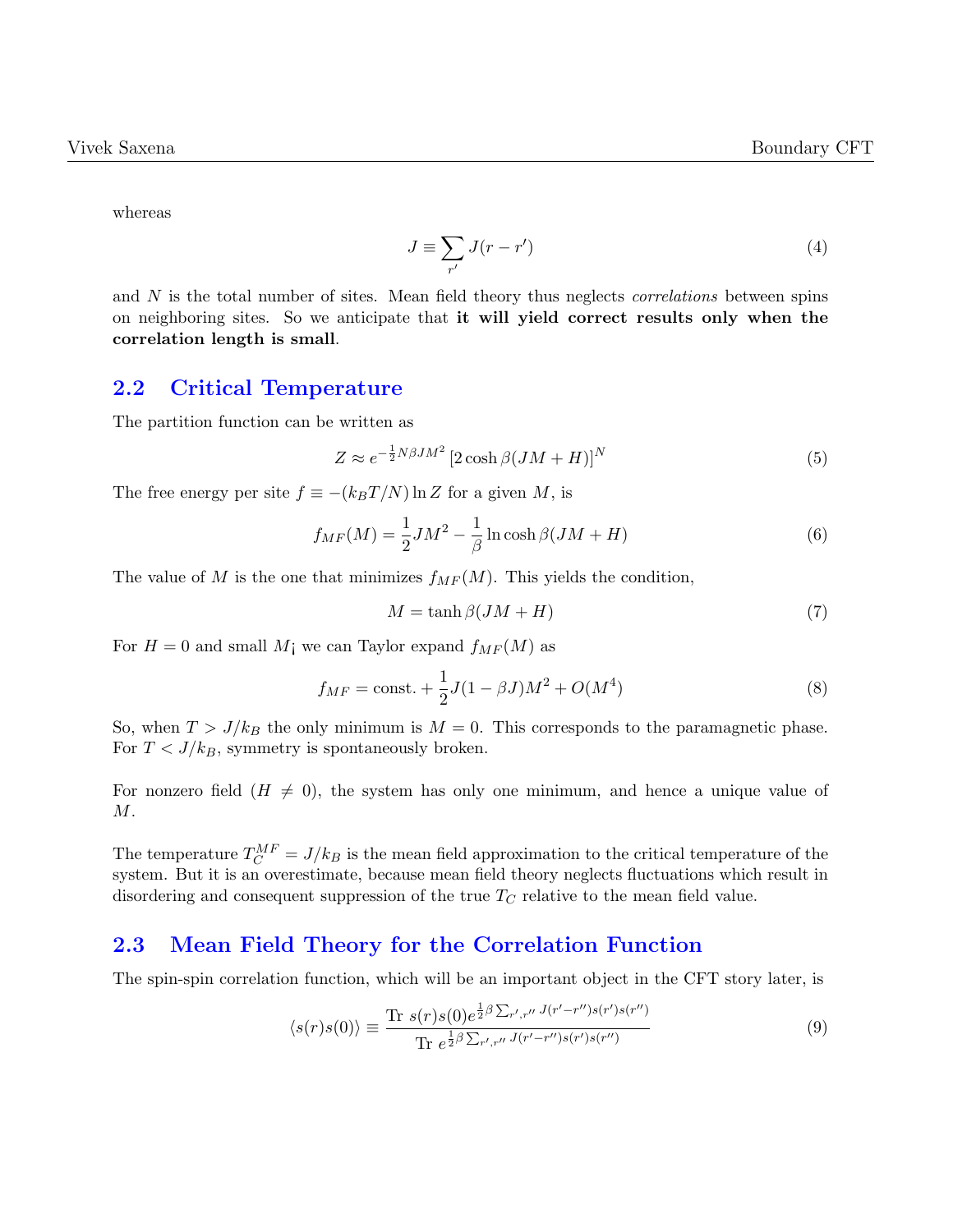whereas

$$
J \equiv \sum_{r'} J(r - r') \tag{4}
$$

and $N$ is the total number of sites. Mean field theory thus neglects *correlations* between spins on neighboring sites. So we anticipate that **it will yield correct results only when the correlation length is small**.

## 2.2 Critical Temperature

The partition function can be written as

$$
Z \approx e^{-\frac{1}{2}N\beta JM^2} \left[2\cosh\beta(JM + H)\right]^N \tag{5}
$$

The free energy per site $f \equiv -(k_BT/N)\ln Z$ for a given $M$, is

$$
f_{MF}(M) = \frac{1}{2}JM^2 - \frac{1}{\beta}\ln\cosh\beta(JM + H) \tag{6}
$$

The value of $M$ is the one that minimizes $f_{MF}(M)$. This yields the condition,

$$
M = \tanh\beta(JM + H) \tag{7}
$$

For $H = 0$ and small $M$¡ we can Taylor expand $f_{MF}(M)$ as

$$
f_{MF} = \text{const.} + \frac{1}{2}J(1 - \beta J)M^2 + O(M^4) \tag{8}
$$

So, when $T > J/k_B$ the only minimum is $M = 0$. This corresponds to the paramagnetic phase. For $T < J/k_B$, symmetry is spontaneously broken.

For nonzero field ($H \neq 0$), the system has only one minimum, and hence a unique value of $M$.

The temperature $T_C^{MF} = J/k_B$ is the mean field approximation to the critical temperature of the system. But it is an overestimate, because mean field theory neglects fluctuations which result in disordering and consequent suppression of the true $T_C$ relative to the mean field value.

## 2.3 Mean Field Theory for the Correlation Function

The spin-spin correlation function, which will be an important object in the CFT story later, is

$$
\langle s(r)s(0)\rangle \equiv \frac{\text{Tr } s(r)s(0)e^{\frac{1}{2}\beta\sum_{r',r''}J(r'-r'')s(r')s(r'')}}{\text{Tr } e^{\frac{1}{2}\beta\sum_{r',r''}J(r'-r'')s(r')s(r'')}} \tag{9}
$$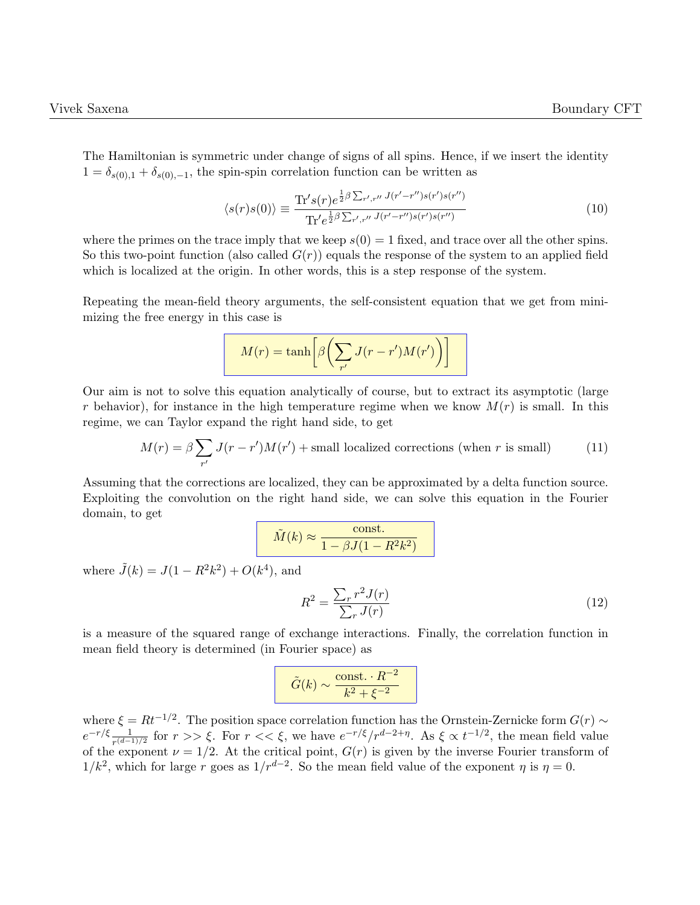The Hamiltonian is symmetric under change of signs of all spins. Hence, if we insert the identity $1 = \delta_{s(0),1} + \delta_{s(0),-1}$, the spin-spin correlation function can be written as

$$\langle s(r)s(0)\rangle \equiv \frac{\mathrm{Tr}' s(r) e^{\frac{1}{2}\beta \sum_{r',r''} J(r'-r'')s(r')s(r'')}}{\mathrm{Tr}' e^{\frac{1}{2}\beta \sum_{r',r''} J(r'-r'')s(r')s(r'')}} \tag{10}$$

where the primes on the trace imply that we keep $s(0) = 1$ fixed, and trace over all the other spins. So this two-point function (also called $G(r)$) equals the response of the system to an applied field which is localized at the origin. In other words, this is a step response of the system.

Repeating the mean-field theory arguments, the self-consistent equation that we get from minimizing the free energy in this case is

$$M(r) = \tanh\left[\beta\left(\sum_{r'} J(r-r')M(r')\right)\right]$$

Our aim is not to solve this equation analytically of course, but to extract its asymptotic (large $r$ behavior), for instance in the high temperature regime when we know $M(r)$ is small. In this regime, we can Taylor expand the right hand side, to get

$$M(r) = \beta \sum_{r'} J(r-r')M(r') + \text{small localized corrections (when } r \text{ is small)} \tag{11}$$

Assuming that the corrections are localized, they can be approximated by a delta function source. Exploiting the convolution on the right hand side, we can solve this equation in the Fourier domain, to get

$$\tilde{M}(k) \approx \frac{\text{const.}}{1 - \beta J(1 - R^2 k^2)}$$

where $\tilde{J}(k) = J(1 - R^2 k^2) + O(k^4)$, and

$$R^2 = \frac{\sum_r r^2 J(r)}{\sum_r J(r)} \tag{12}$$

is a measure of the squared range of exchange interactions. Finally, the correlation function in mean field theory is determined (in Fourier space) as

$$\tilde{G}(k) \sim \frac{\text{const.} \cdot R^{-2}}{k^2 + \xi^{-2}}$$

where $\xi = R t^{-1/2}$. The position space correlation function has the Ornstein-Zernicke form $G(r) \sim e^{-r/\xi} \frac{1}{r^{(d-1)/2}}$ for $r >> \xi$. For $r << \xi$, we have $e^{-r/\xi}/r^{d-2+\eta}$. As $\xi \propto t^{-1/2}$, the mean field value of the exponent $\nu = 1/2$. At the critical point, $G(r)$ is given by the inverse Fourier transform of $1/k^2$, which for large $r$ goes as $1/r^{d-2}$. So the mean field value of the exponent $\eta$ is $\eta = 0$.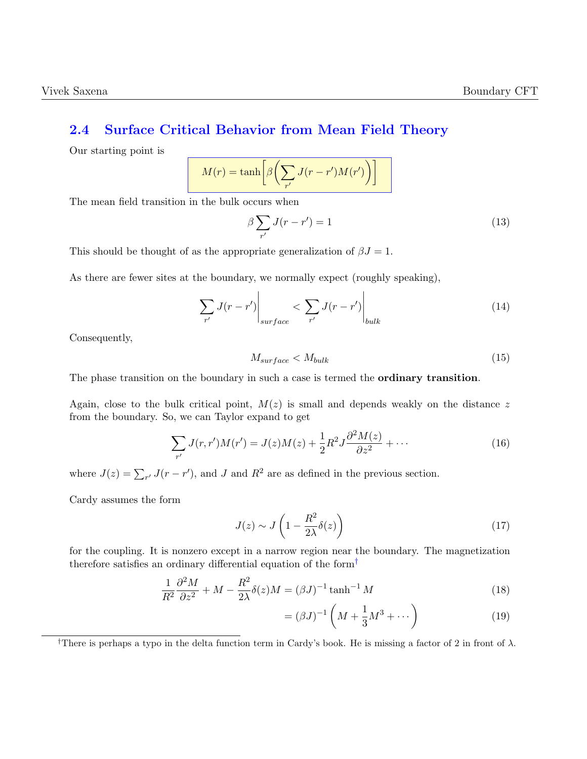## 2.4 Surface Critical Behavior from Mean Field Theory

Our starting point is

$$M(r) = \tanh\left[\beta\left(\sum_{r'} J(r-r')M(r')\right)\right]$$

The mean field transition in the bulk occurs when

$$\beta \sum_{r'} J(r-r') = 1 \tag{13}$$

This should be thought of as the appropriate generalization of $\beta J = 1$.

As there are fewer sites at the boundary, we normally expect (roughly speaking),

$$\left.\sum_{r'} J(r-r')\right|_{surface} < \left.\sum_{r'} J(r-r')\right|_{bulk} \tag{14}$$

Consequently,

$$M_{surface} < M_{bulk} \tag{15}$$

The phase transition on the boundary in such a case is termed the **ordinary transition**.

Again, close to the bulk critical point, $M(z)$ is small and depends weakly on the distance $z$ from the boundary. So, we can Taylor expand to get

$$\sum_{r'} J(r,r')M(r') = J(z)M(z) + \frac{1}{2}R^2 J \frac{\partial^2 M(z)}{\partial z^2} + \cdots \tag{16}$$

where $J(z) = \sum_{r'} J(r-r')$, and $J$ and $R^2$ are as defined in the previous section.

Cardy assumes the form

$$J(z) \sim J\left(1 - \frac{R^2}{2\lambda}\delta(z)\right) \tag{17}$$

for the coupling. It is nonzero except in a narrow region near the boundary. The magnetization therefore satisfies an ordinary differential equation of the form†

$$\frac{1}{R^2}\frac{\partial^2 M}{\partial z^2} + M - \frac{R^2}{2\lambda}\delta(z)M = (\beta J)^{-1}\tanh^{-1} M \tag{18}$$

$$= (\beta J)^{-1}\left(M + \frac{1}{3}M^3 + \cdots\right) \tag{19}$$

†There is perhaps a typo in the delta function term in Cardy's book. He is missing a factor of 2 in front of $\lambda$.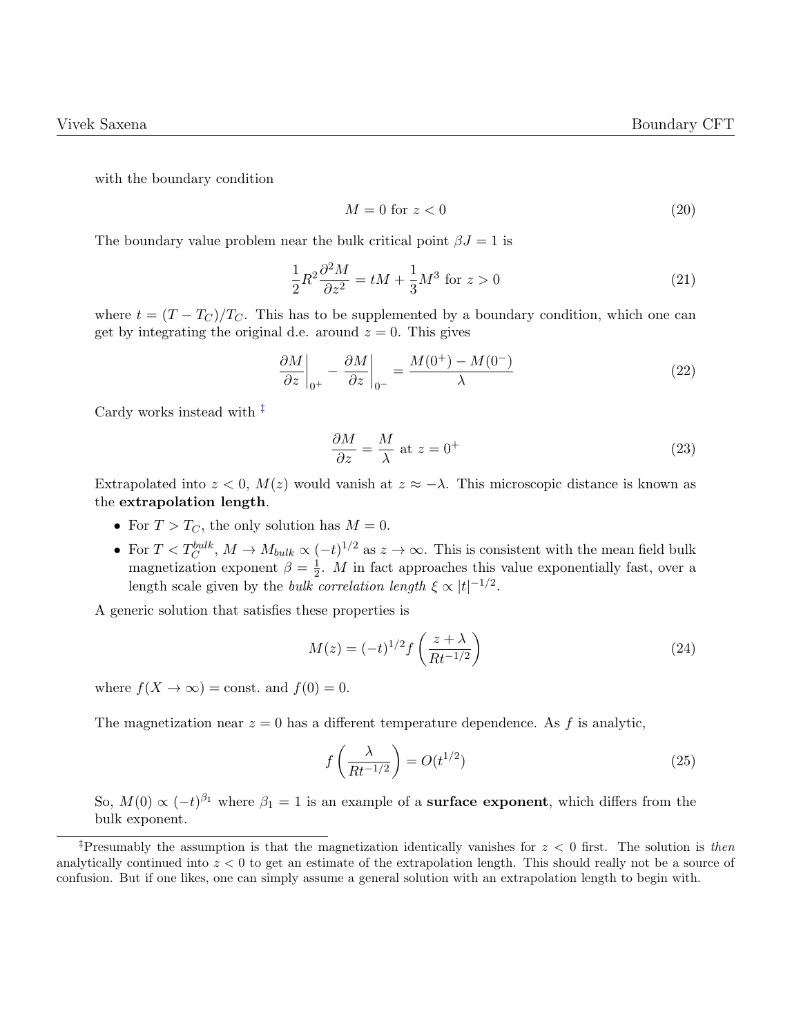with the boundary condition

$$M = 0 \text{ for } z < 0 \tag{20}$$

The boundary value problem near the bulk critical point $\beta J = 1$ is

$$\frac{1}{2}R^2 \frac{\partial^2 M}{\partial z^2} = tM + \frac{1}{3}M^3 \text{ for } z > 0 \tag{21}$$

where $t = (T - T_C)/T_C$. This has to be supplemented by a boundary condition, which one can get by integrating the original d.e. around $z = 0$. This gives

$$\left.\frac{\partial M}{\partial z}\right|_{0^+} - \left.\frac{\partial M}{\partial z}\right|_{0^-} = \frac{M(0^+) - M(0^-)}{\lambda} \tag{22}$$

Cardy works instead with [‡]

$$\frac{\partial M}{\partial z} = \frac{M}{\lambda} \text{ at } z = 0^+ \tag{23}$$

Extrapolated into $z < 0$, $M(z)$ would vanish at $z \approx -\lambda$. This microscopic distance is known as the **extrapolation length**.

- For $T > T_C$, the only solution has $M = 0$.
- For $T < T_C^{bulk}$, $M \to M_{bulk} \propto (-t)^{1/2}$ as $z \to \infty$. This is consistent with the mean field bulk magnetization exponent $\beta = \frac{1}{2}$. $M$ in fact approaches this value exponentially fast, over a length scale given by the *bulk correlation length* $\xi \propto |t|^{-1/2}$.

A generic solution that satisfies these properties is

$$M(z) = (-t)^{1/2} f\left(\frac{z + \lambda}{Rt^{-1/2}}\right) \tag{24}$$

where $f(X \to \infty) = \text{const.}$ and $f(0) = 0$.

The magnetization near $z = 0$ has a different temperature dependence. As $f$ is analytic,

$$f\left(\frac{\lambda}{Rt^{-1/2}}\right) = O(t^{1/2}) \tag{25}$$

So, $M(0) \propto (-t)^{\beta_1}$ where $\beta_1 = 1$ is an example of a **surface exponent**, which differs from the bulk exponent.

[‡] Presumably the assumption is that the magnetization identically vanishes for $z < 0$ first. The solution is *then* analytically continued into $z < 0$ to get an estimate of the extrapolation length. This should really not be a source of confusion. But if one likes, one can simply assume a general solution with an extrapolation length to begin with.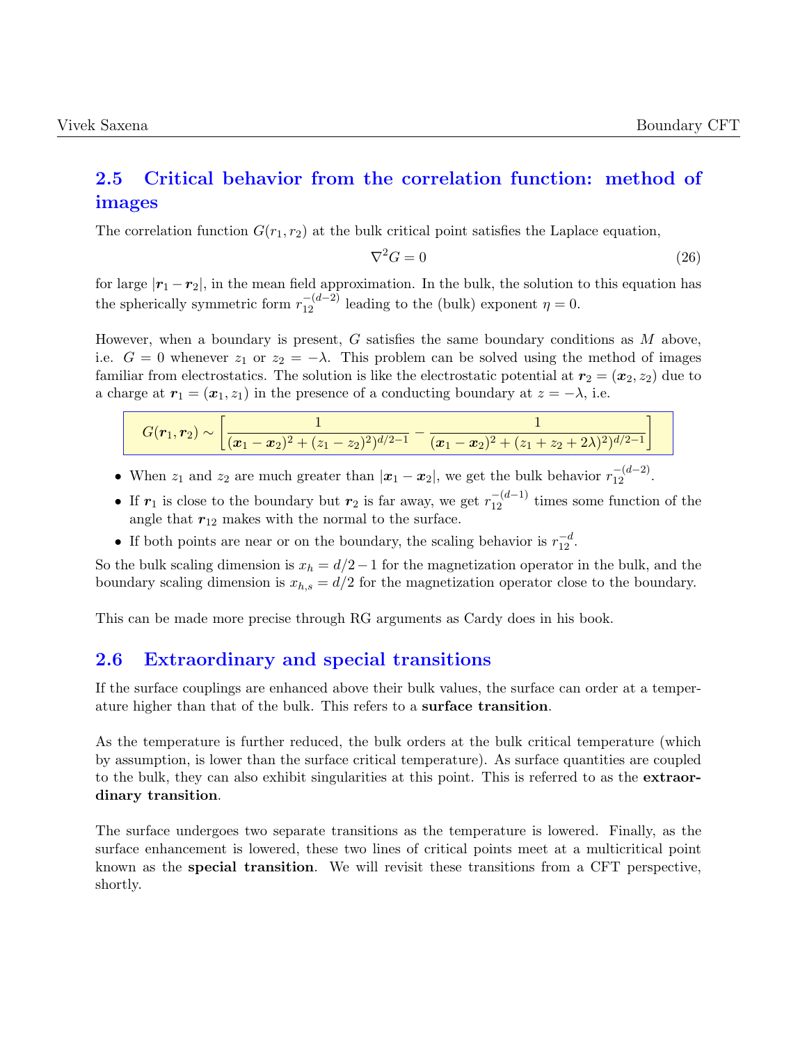## 2.5 Critical behavior from the correlation function: method of images

The correlation function $G(r_1, r_2)$ at the bulk critical point satisfies the Laplace equation,

$$\nabla^2 G = 0 \tag{26}$$

for large $|\boldsymbol{r}_1 - \boldsymbol{r}_2|$, in the mean field approximation. In the bulk, the solution to this equation has the spherically symmetric form $r_{12}^{-(d-2)}$ leading to the (bulk) exponent $\eta = 0$.

However, when a boundary is present, $G$ satisfies the same boundary conditions as $M$ above, i.e. $G = 0$ whenever $z_1$ or $z_2 = -\lambda$. This problem can be solved using the method of images familiar from electrostatics. The solution is like the electrostatic potential at $\boldsymbol{r}_2 = (\boldsymbol{x}_2, z_2)$ due to a charge at $\boldsymbol{r}_1 = (\boldsymbol{x}_1, z_1)$ in the presence of a conducting boundary at $z = -\lambda$, i.e.

$$G(\boldsymbol{r}_1, \boldsymbol{r}_2) \sim \left[ \frac{1}{(\boldsymbol{x}_1 - \boldsymbol{x}_2)^2 + (z_1 - z_2)^2)^{d/2-1}} - \frac{1}{(\boldsymbol{x}_1 - \boldsymbol{x}_2)^2 + (z_1 + z_2 + 2\lambda)^2)^{d/2-1}} \right]$$

- When $z_1$ and $z_2$ are much greater than $|\boldsymbol{x}_1 - \boldsymbol{x}_2|$, we get the bulk behavior $r_{12}^{-(d-2)}$.
- If $\boldsymbol{r}_1$ is close to the boundary but $\boldsymbol{r}_2$ is far away, we get $r_{12}^{-(d-1)}$ times some function of the angle that $\boldsymbol{r}_{12}$ makes with the normal to the surface.
- If both points are near or on the boundary, the scaling behavior is $r_{12}^{-d}$.

So the bulk scaling dimension is $x_h = d/2 - 1$ for the magnetization operator in the bulk, and the boundary scaling dimension is $x_{h,s} = d/2$ for the magnetization operator close to the boundary.

This can be made more precise through RG arguments as Cardy does in his book.

## 2.6 Extraordinary and special transitions

If the surface couplings are enhanced above their bulk values, the surface can order at a temperature higher than that of the bulk. This refers to a **surface transition**.

As the temperature is further reduced, the bulk orders at the bulk critical temperature (which by assumption, is lower than the surface critical temperature). As surface quantities are coupled to the bulk, they can also exhibit singularities at this point. This is referred to as the **extraordinary transition**.

The surface undergoes two separate transitions as the temperature is lowered. Finally, as the surface enhancement is lowered, these two lines of critical points meet at a multicritical point known as the **special transition**. We will revisit these transitions from a CFT perspective, shortly.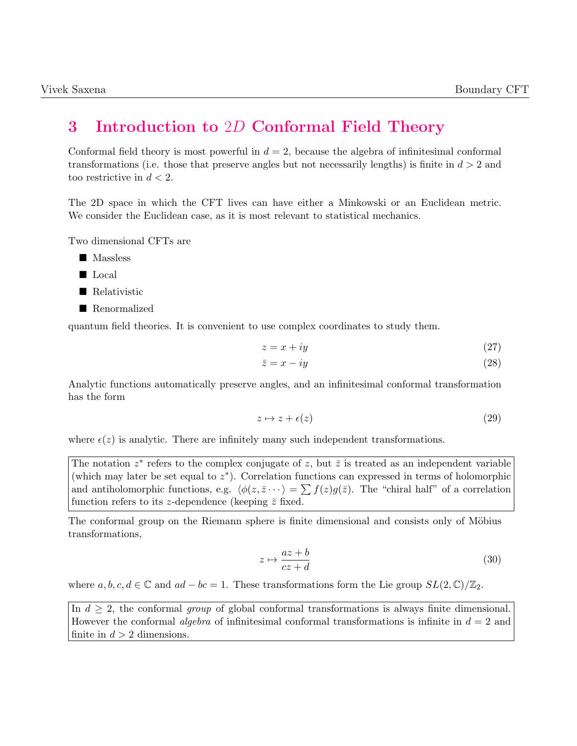# 3 Introduction to $2D$ Conformal Field Theory

Conformal field theory is most powerful in $d = 2$, because the algebra of infinitesimal conformal transformations (i.e. those that preserve angles but not necessarily lengths) is finite in $d > 2$ and too restrictive in $d < 2$.

The 2D space in which the CFT lives can have either a Minkowski or an Euclidean metric. We consider the Euclidean case, as it is most relevant to statistical mechanics.

Two dimensional CFTs are

- Massless
- Local
- Relativistic
- Renormalized

quantum field theories. It is convenient to use complex coordinates to study them.

$$z = x + iy \tag{27}$$

$$\bar{z} = x - iy \tag{28}$$

Analytic functions automatically preserve angles, and an infinitesimal conformal transformation has the form

$$z \mapsto z + \epsilon(z) \tag{29}$$

where $\epsilon(z)$ is analytic. There are infinitely many such independent transformations.

> The notation $z^*$ refers to the complex conjugate of $z$, but $\bar{z}$ is treated as an independent variable (which may later be set equal to $z^*$). Correlation functions can expressed in terms of holomorphic and antiholomorphic functions, e.g. $\langle \phi(z, \bar{z} \cdots \rangle = \sum f(z) g(\bar{z})$. The "chiral half" of a correlation function refers to its $z$-dependence (keeping $\bar{z}$ fixed.

The conformal group on the Riemann sphere is finite dimensional and consists only of Möbius transformations,

$$z \mapsto \frac{az + b}{cz + d} \tag{30}$$

where $a, b, c, d \in \mathbb{C}$ and $ad - bc = 1$. These transformations form the Lie group $SL(2, \mathbb{C})/\mathbb{Z}_2$.

> In $d \geq 2$, the conformal *group* of global conformal transformations is always finite dimensional. However the conformal *algebra* of infinitesimal conformal transformations is infinite in $d = 2$ and finite in $d > 2$ dimensions.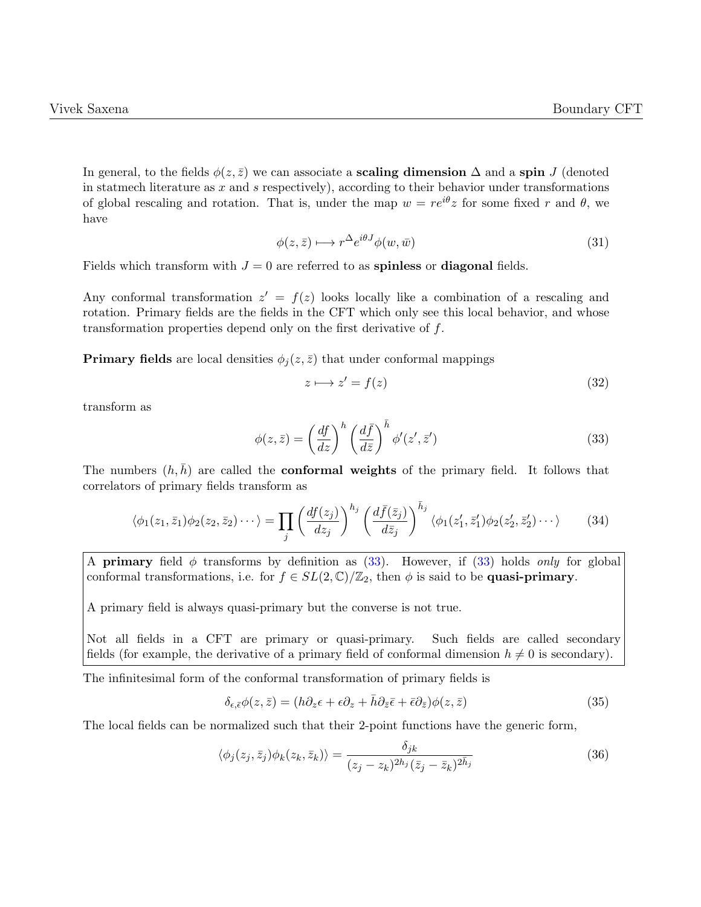In general, to the fields $\phi(z,\bar{z})$ we can associate a **scaling dimension** $\Delta$ and a **spin** $J$ (denoted in statmech literature as $x$ and $s$ respectively), according to their behavior under transformations of global rescaling and rotation. That is, under the map $w = re^{i\theta}z$ for some fixed $r$ and $\theta$, we have

$$\phi(z,\bar{z}) \longmapsto r^{\Delta} e^{i\theta J} \phi(w,\bar{w}) \tag{31}$$

Fields which transform with $J = 0$ are referred to as **spinless** or **diagonal** fields.

Any conformal transformation $z' = f(z)$ looks locally like a combination of a rescaling and rotation. Primary fields are the fields in the CFT which only see this local behavior, and whose transformation properties depend only on the first derivative of $f$.

**Primary fields** are local densities $\phi_j(z,\bar{z})$ that under conformal mappings

$$z \longmapsto z' = f(z) \tag{32}$$

transform as

$$\phi(z,\bar{z}) = \left(\frac{df}{dz}\right)^{h} \left(\frac{d\bar{f}}{d\bar{z}}\right)^{\bar{h}} \phi'(z',\bar{z}') \tag{33}$$

The numbers $(h,\bar{h})$ are called the **conformal weights** of the primary field. It follows that correlators of primary fields transform as

$$\langle \phi_1(z_1,\bar{z}_1)\phi_2(z_2,\bar{z}_2)\cdots\rangle = \prod_j \left(\frac{df(z_j)}{dz_j}\right)^{h_j} \left(\frac{d\bar{f}(\bar{z}_j)}{d\bar{z}_j}\right)^{\bar{h}_j} \langle \phi_1(z_1',\bar{z}_1')\phi_2(z_2',\bar{z}_2')\cdots\rangle \tag{34}$$

A **primary** field $\phi$ transforms by definition as (33). However, if (33) holds *only* for global conformal transformations, i.e. for $f \in SL(2,\mathbb{C})/\mathbb{Z}_2$, then $\phi$ is said to be **quasi-primary**.

A primary field is always quasi-primary but the converse is not true.

Not all fields in a CFT are primary or quasi-primary. Such fields are called secondary fields (for example, the derivative of a primary field of conformal dimension $h \neq 0$ is secondary).

The infinitesimal form of the conformal transformation of primary fields is

$$\delta_{\epsilon,\bar{\epsilon}}\phi(z,\bar{z}) = (h\partial_z\epsilon + \epsilon\partial_z + \bar{h}\partial_{\bar{z}}\bar{\epsilon} + \bar{\epsilon}\partial_{\bar{z}})\phi(z,\bar{z}) \tag{35}$$

The local fields can be normalized such that their 2-point functions have the generic form,

$$\langle \phi_j(z_j,\bar{z}_j)\phi_k(z_k,\bar{z}_k)\rangle = \frac{\delta_{jk}}{(z_j - z_k)^{2h_j}(\bar{z}_j - \bar{z}_k)^{2\bar{h}_j}} \tag{36}$$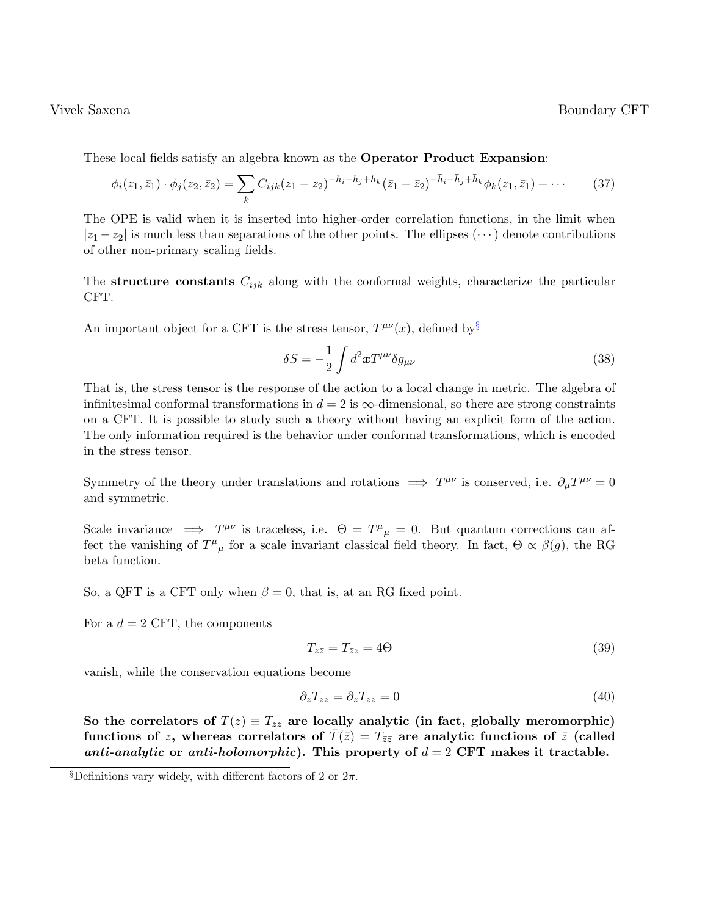These local fields satisfy an algebra known as the **Operator Product Expansion**:

$$\phi_i(z_1, \bar{z}_1) \cdot \phi_j(z_2, \bar{z}_2) = \sum_k C_{ijk}(z_1 - z_2)^{-h_i - h_j + h_k}(\bar{z}_1 - \bar{z}_2)^{-\bar{h}_i - \bar{h}_j + \bar{h}_k}\phi_k(z_1, \bar{z}_1) + \cdots \tag{37}$$

The OPE is valid when it is inserted into higher-order correlation functions, in the limit when $|z_1 - z_2|$ is much less than separations of the other points. The ellipses $(\cdots)$ denote contributions of other non-primary scaling fields.

The **structure constants** $C_{ijk}$ along with the conformal weights, characterize the particular CFT.

An important object for a CFT is the stress tensor, $T^{\mu\nu}(x)$, defined by[§]

$$\delta S = -\frac{1}{2}\int d^2\boldsymbol{x} T^{\mu\nu}\delta g_{\mu\nu} \tag{38}$$

That is, the stress tensor is the response of the action to a local change in metric. The algebra of infinitesimal conformal transformations in $d = 2$ is $\infty$-dimensional, so there are strong constraints on a CFT. It is possible to study such a theory without having an explicit form of the action. The only information required is the behavior under conformal transformations, which is encoded in the stress tensor.

Symmetry of the theory under translations and rotations $\implies$ $T^{\mu\nu}$ is conserved, i.e. $\partial_\mu T^{\mu\nu} = 0$ and symmetric.

Scale invariance $\implies$ $T^{\mu\nu}$ is traceless, i.e. $\Theta = T^\mu{}_\mu = 0$. But quantum corrections can affect the vanishing of $T^\mu{}_\mu$ for a scale invariant classical field theory. In fact, $\Theta \propto \beta(g)$, the RG beta function.

So, a QFT is a CFT only when $\beta = 0$, that is, at an RG fixed point.

For a $d = 2$ CFT, the components

$$T_{z\bar{z}} = T_{\bar{z}z} = 4\Theta \tag{39}$$

vanish, while the conservation equations become

$$\partial_{\bar{z}} T_{zz} = \partial_z T_{\bar{z}\bar{z}} = 0 \tag{40}$$

**So the correlators of $T(z) \equiv T_{zz}$ are locally analytic (in fact, globally meromorphic) functions of $z$, whereas correlators of $\bar{T}(\bar{z}) = T_{\bar{z}\bar{z}}$ are analytic functions of $\bar{z}$ (called *anti-analytic* or *anti-holomorphic*). This property of $d = 2$ CFT makes it tractable.**

[§]Definitions vary widely, with different factors of 2 or $2\pi$.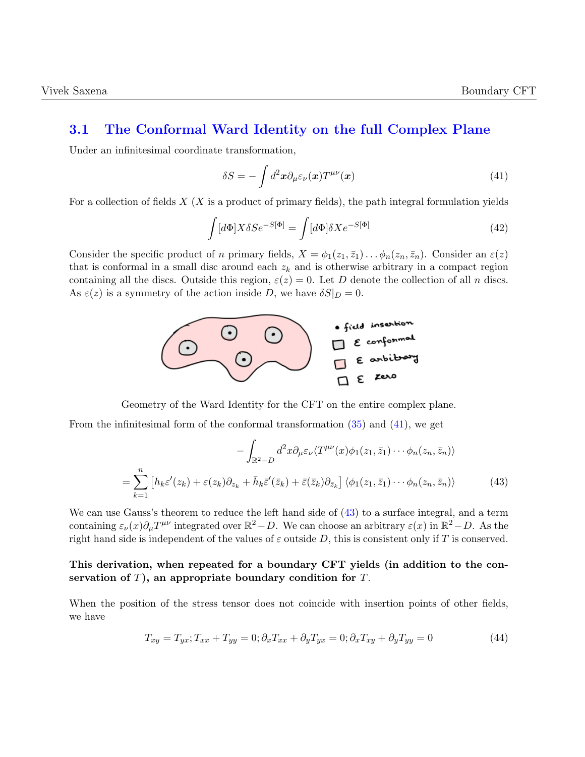## 3.1 The Conformal Ward Identity on the full Complex Plane

Under an infinitesimal coordinate transformation,

$$\delta S = -\int d^2\boldsymbol{x}\partial_\mu \varepsilon_\nu(\boldsymbol{x}) T^{\mu\nu}(\boldsymbol{x}) \tag{41}$$

For a collection of fields $X$ ($X$ is a product of primary fields), the path integral formulation yields

$$\int [d\Phi] X \delta S e^{-S[\Phi]} = \int [d\Phi] \delta X e^{-S[\Phi]} \tag{42}$$

Consider the specific product of $n$ primary fields, $X = \phi_1(z_1, \bar{z}_1) \ldots \phi_n(z_n, \bar{z}_n)$. Consider an $\varepsilon(z)$ that is conformal in a small disc around each $z_k$ and is otherwise arbitrary in a compact region containing all the discs. Outside this region, $\varepsilon(z) = 0$. Let $D$ denote the collection of all $n$ discs. As $\varepsilon(z)$ is a symmetry of the action inside $D$, we have $\delta S|_D = 0$.

Geometry of the Ward Identity for the CFT on the entire complex plane.

From the infinitesimal form of the conformal transformation (35) and (41), we get

$$\begin{aligned} &-\int_{\mathbb{R}^2 - D} d^2x \partial_\mu \varepsilon_\nu \langle T^{\mu\nu}(x) \phi_1(z_1, \bar{z}_1) \cdots \phi_n(z_n, \bar{z}_n) \rangle \\ = &\sum_{k=1}^{n} \left[ h_k \varepsilon'(z_k) + \varepsilon(z_k) \partial_{z_k} + \bar{h}_k \bar{\varepsilon}'(\bar{z}_k) + \bar{\varepsilon}(\bar{z}_k) \partial_{\bar{z}_k} \right] \langle \phi_1(z_1, \bar{z}_1) \cdots \phi_n(z_n, \bar{z}_n) \rangle \end{aligned} \tag{43}$$

We can use Gauss's theorem to reduce the left hand side of (43) to a surface integral, and a term containing $\varepsilon_\nu(x) \partial_\mu T^{\mu\nu}$ integrated over $\mathbb{R}^2 - D$. We can choose an arbitrary $\varepsilon(x)$ in $\mathbb{R}^2 - D$. As the right hand side is independent of the values of $\varepsilon$ outside $D$, this is consistent only if $T$ is conserved.

**This derivation, when repeated for a boundary CFT yields (in addition to the conservation of $T$), an appropriate boundary condition for $T$.**

When the position of the stress tensor does not coincide with insertion points of other fields, we have

$$T_{xy} = T_{yx}; T_{xx} + T_{yy} = 0; \partial_x T_{xx} + \partial_y T_{yx} = 0; \partial_x T_{xy} + \partial_y T_{yy} = 0 \tag{44}$$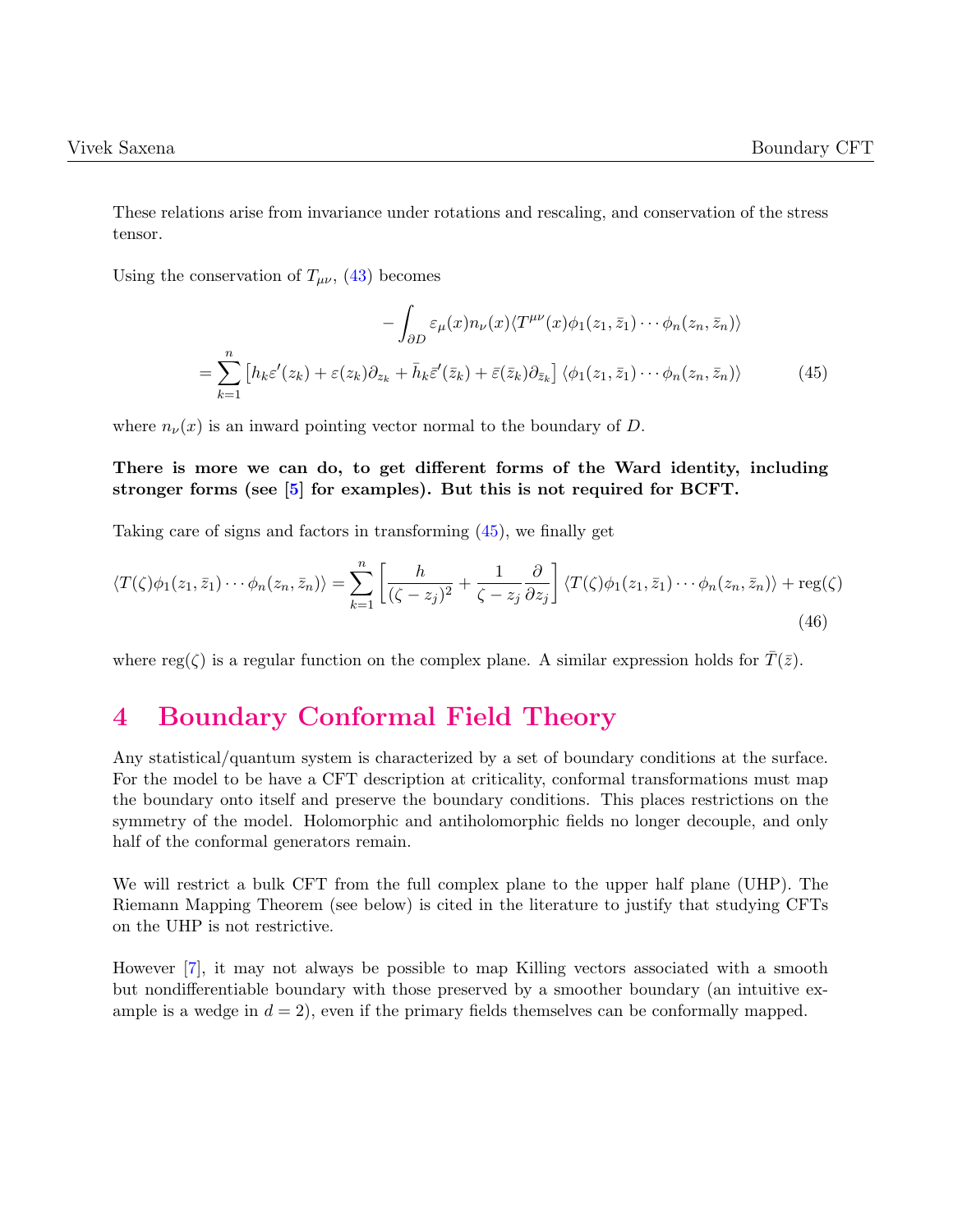These relations arise from invariance under rotations and rescaling, and conservation of the stress tensor.

Using the conservation of $T_{\mu\nu}$, (43) becomes

$$
\begin{aligned}
& -\int_{\partial D} \varepsilon_\mu(x) n_\nu(x) \langle T^{\mu\nu}(x) \phi_1(z_1, \bar{z}_1) \cdots \phi_n(z_n, \bar{z}_n) \rangle \\
= & \sum_{k=1}^{n} \left[ h_k \varepsilon'(z_k) + \varepsilon(z_k) \partial_{z_k} + \bar{h}_k \bar{\varepsilon}'(\bar{z}_k) + \bar{\varepsilon}(\bar{z}_k) \partial_{\bar{z}_k} \right] \langle \phi_1(z_1, \bar{z}_1) \cdots \phi_n(z_n, \bar{z}_n) \rangle
\end{aligned} \tag{45}
$$

where $n_\nu(x)$ is an inward pointing vector normal to the boundary of $D$.

**There is more we can do, to get different forms of the Ward identity, including stronger forms (see [5] for examples). But this is not required for BCFT.**

Taking care of signs and factors in transforming (45), we finally get

$$
\langle T(\zeta) \phi_1(z_1, \bar{z}_1) \cdots \phi_n(z_n, \bar{z}_n) \rangle = \sum_{k=1}^{n} \left[ \frac{h}{(\zeta - z_j)^2} + \frac{1}{\zeta - z_j} \frac{\partial}{\partial z_j} \right] \langle T(\zeta) \phi_1(z_1, \bar{z}_1) \cdots \phi_n(z_n, \bar{z}_n) \rangle + \mathrm{reg}(\zeta) \tag{46}
$$

where $\mathrm{reg}(\zeta)$ is a regular function on the complex plane. A similar expression holds for $\bar{T}(\bar{z})$.

# 4 Boundary Conformal Field Theory

Any statistical/quantum system is characterized by a set of boundary conditions at the surface. For the model to be have a CFT description at criticality, conformal transformations must map the boundary onto itself and preserve the boundary conditions. This places restrictions on the symmetry of the model. Holomorphic and antiholomorphic fields no longer decouple, and only half of the conformal generators remain.

We will restrict a bulk CFT from the full complex plane to the upper half plane (UHP). The Riemann Mapping Theorem (see below) is cited in the literature to justify that studying CFTs on the UHP is not restrictive.

However [7], it may not always be possible to map Killing vectors associated with a smooth but nondifferentiable boundary with those preserved by a smoother boundary (an intuitive example is a wedge in $d = 2$), even if the primary fields themselves can be conformally mapped.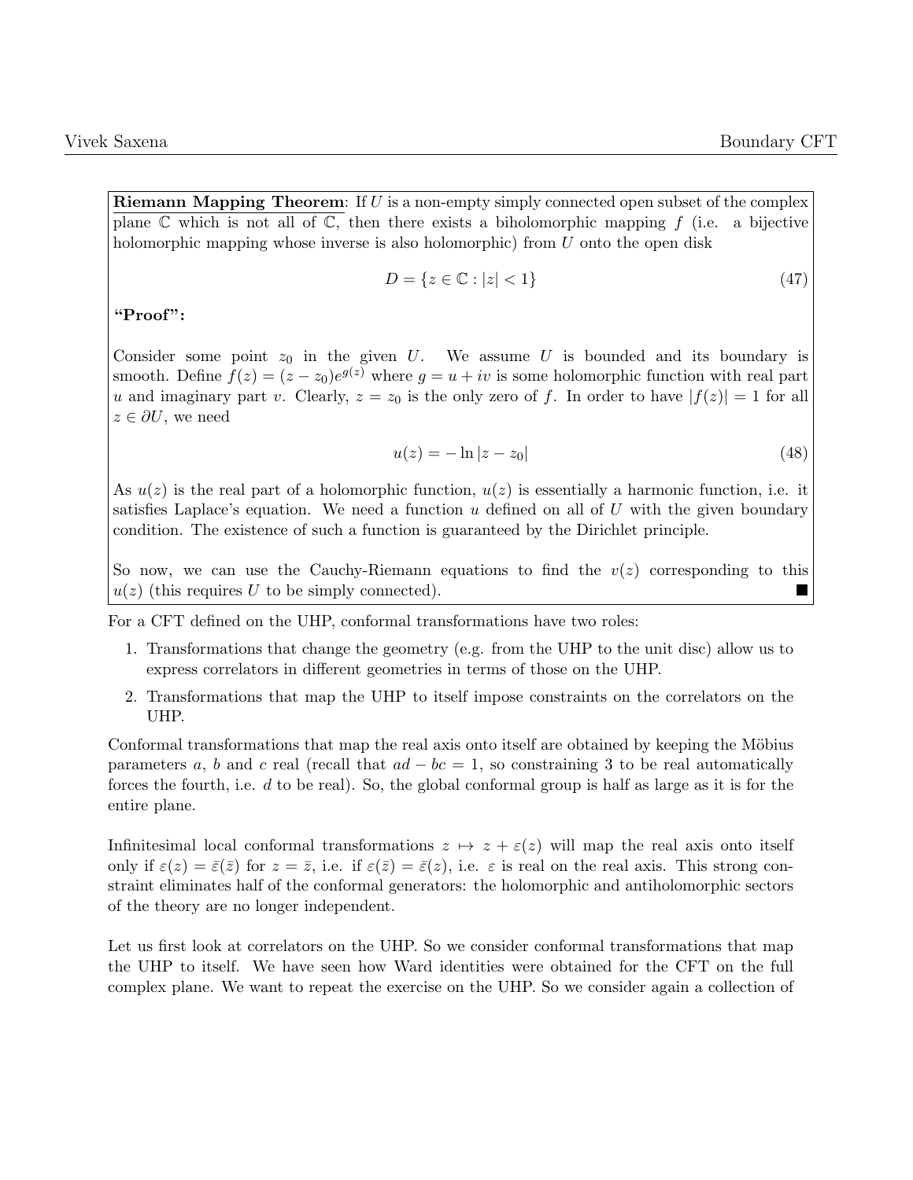**Riemann Mapping Theorem**: If $U$ is a non-empty simply connected open subset of the complex plane $\mathbb{C}$ which is not all of $\mathbb{C}$, then there exists a biholomorphic mapping $f$ (i.e. a bijective holomorphic mapping whose inverse is also holomorphic) from $U$ onto the open disk

$$D = \{z \in \mathbb{C} : |z| < 1\} \tag{47}$$

**"Proof"**:

Consider some point $z_0$ in the given $U$. We assume $U$ is bounded and its boundary is smooth. Define $f(z) = (z - z_0)e^{g(z)}$ where $g = u + iv$ is some holomorphic function with real part $u$ and imaginary part $v$. Clearly, $z = z_0$ is the only zero of $f$. In order to have $|f(z)| = 1$ for all $z \in \partial U$, we need

$$u(z) = -\ln|z - z_0| \tag{48}$$

As $u(z)$ is the real part of a holomorphic function, $u(z)$ is essentially a harmonic function, i.e. it satisfies Laplace's equation. We need a function $u$ defined on all of $U$ with the given boundary condition. The existence of such a function is guaranteed by the Dirichlet principle.

So now, we can use the Cauchy-Riemann equations to find the $v(z)$ corresponding to this $u(z)$ (this requires $U$ to be simply connected). ■

For a CFT defined on the UHP, conformal transformations have two roles:

1. Transformations that change the geometry (e.g. from the UHP to the unit disc) allow us to express correlators in different geometries in terms of those on the UHP.
2. Transformations that map the UHP to itself impose constraints on the correlators on the UHP.

Conformal transformations that map the real axis onto itself are obtained by keeping the Möbius parameters $a$, $b$ and $c$ real (recall that $ad - bc = 1$, so constraining 3 to be real automatically forces the fourth, i.e. $d$ to be real). So, the global conformal group is half as large as it is for the entire plane.

Infinitesimal local conformal transformations $z \mapsto z + \varepsilon(z)$ will map the real axis onto itself only if $\varepsilon(z) = \bar{\varepsilon}(\bar{z})$ for $z = \bar{z}$, i.e. if $\varepsilon(\bar{z}) = \bar{\varepsilon}(\bar{z})$, i.e. $\varepsilon$ is real on the real axis. This strong constraint eliminates half of the conformal generators: the holomorphic and antiholomorphic sectors of the theory are no longer independent.

Let us first look at correlators on the UHP. So we consider conformal transformations that map the UHP to itself. We have seen how Ward identities were obtained for the CFT on the full complex plane. We want to repeat the exercise on the UHP. So we consider again a collection of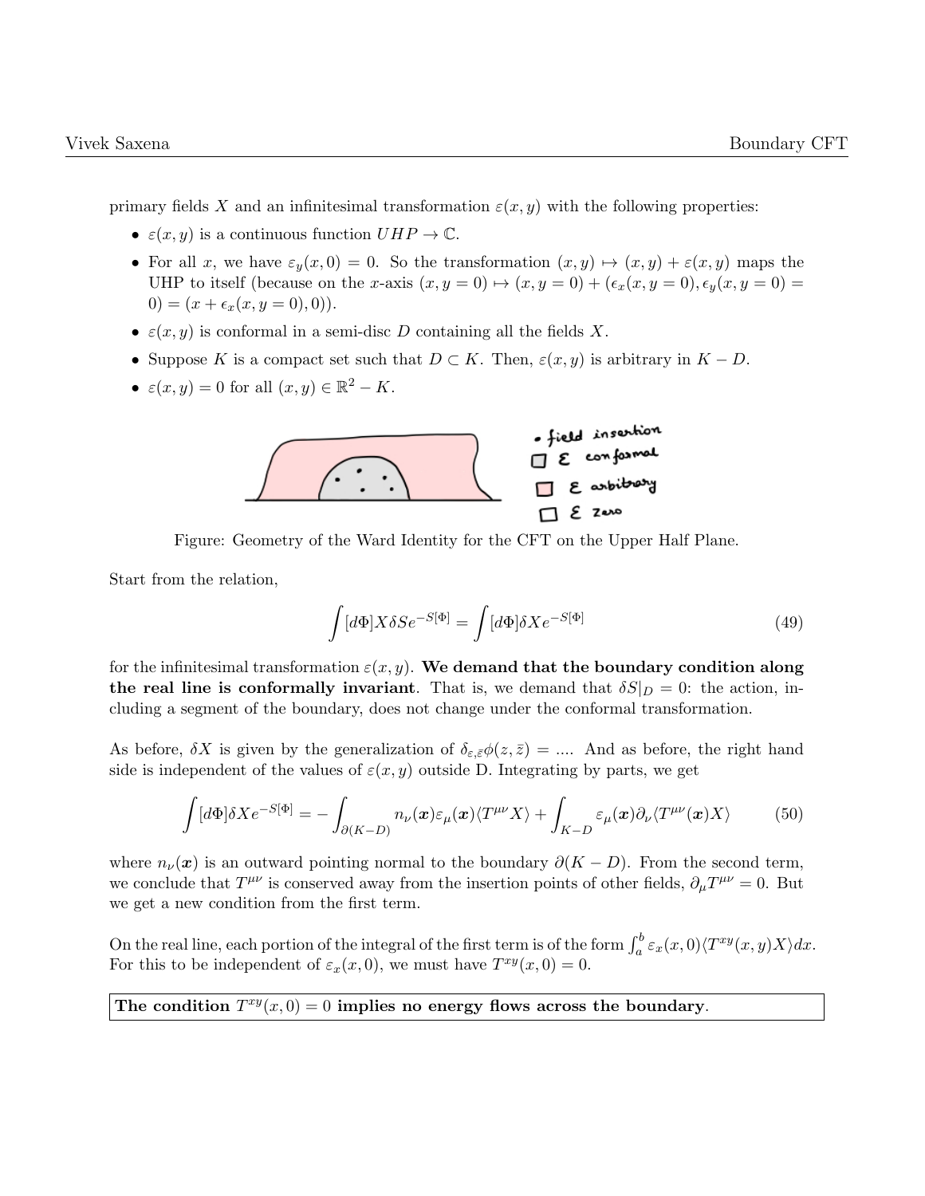primary fields $X$ and an infinitesimal transformation $\varepsilon(x, y)$ with the following properties:

- $\varepsilon(x, y)$ is a continuous function $UHP \to \mathbb{C}$.
- For all $x$, we have $\varepsilon_y(x, 0) = 0$. So the transformation $(x, y) \mapsto (x, y) + \varepsilon(x, y)$ maps the UHP to itself (because on the $x$-axis $(x, y = 0) \mapsto (x, y = 0) + (\epsilon_x(x, y = 0), \epsilon_y(x, y = 0) = 0) = (x + \epsilon_x(x, y = 0), 0))$.
- $\varepsilon(x, y)$ is conformal in a semi-disc $D$ containing all the fields $X$.
- Suppose $K$ is a compact set such that $D \subset K$. Then, $\varepsilon(x, y)$ is arbitrary in $K - D$.
- $\varepsilon(x, y) = 0$ for all $(x, y) \in \mathbb{R}^2 - K$.

Figure: Geometry of the Ward Identity for the CFT on the Upper Half Plane.

Start from the relation,

$$\int [d\Phi] X \delta S e^{-S[\Phi]} = \int [d\Phi] \delta X e^{-S[\Phi]} \tag{49}$$

for the infinitesimal transformation $\varepsilon(x, y)$. **We demand that the boundary condition along the real line is conformally invariant**. That is, we demand that $\delta S|_D = 0$: the action, including a segment of the boundary, does not change under the conformal transformation.

As before, $\delta X$ is given by the generalization of $\delta_{\varepsilon,\bar{\varepsilon}}\phi(z, \bar{z}) = ....$ And as before, the right hand side is independent of the values of $\varepsilon(x, y)$ outside D. Integrating by parts, we get

$$\int [d\Phi] \delta X e^{-S[\Phi]} = -\int_{\partial(K-D)} n_\nu(\boldsymbol{x}) \varepsilon_\mu(\boldsymbol{x}) \langle T^{\mu\nu} X \rangle + \int_{K-D} \varepsilon_\mu(\boldsymbol{x}) \partial_\nu \langle T^{\mu\nu}(\boldsymbol{x}) X \rangle \tag{50}$$

where $n_\nu(\boldsymbol{x})$ is an outward pointing normal to the boundary $\partial(K - D)$. From the second term, we conclude that $T^{\mu\nu}$ is conserved away from the insertion points of other fields, $\partial_\mu T^{\mu\nu} = 0$. But we get a new condition from the first term.

On the real line, each portion of the integral of the first term is of the form $\int_a^b \varepsilon_x(x, 0) \langle T^{xy}(x, y) X \rangle dx$. For this to be independent of $\varepsilon_x(x, 0)$, we must have $T^{xy}(x, 0) = 0$.

**The condition $T^{xy}(x, 0) = 0$ implies no energy flows across the boundary**.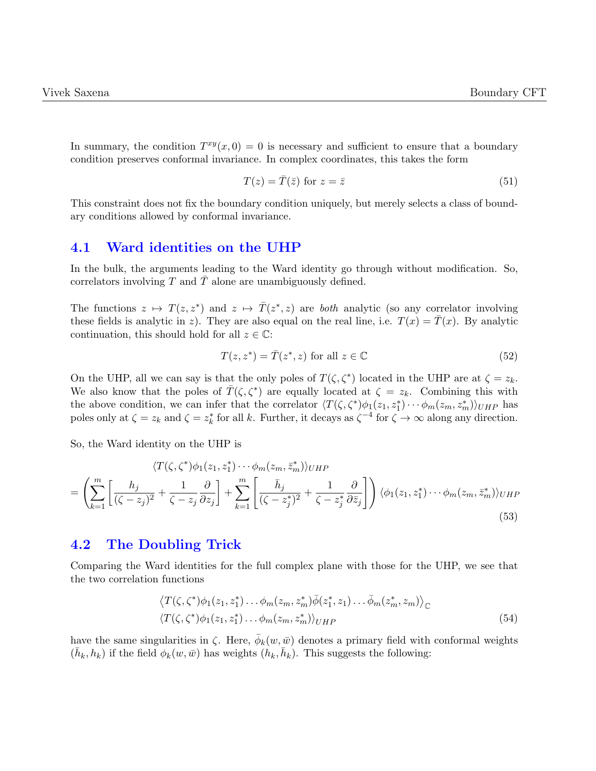In summary, the condition $T^{xy}(x,0) = 0$ is necessary and sufficient to ensure that a boundary condition preserves conformal invariance. In complex coordinates, this takes the form

$$T(z) = \bar{T}(\bar{z}) \text{ for } z = \bar{z} \tag{51}$$

This constraint does not fix the boundary condition uniquely, but merely selects a class of boundary conditions allowed by conformal invariance.

## 4.1 Ward identities on the UHP

In the bulk, the arguments leading to the Ward identity go through without modification. So, correlators involving $T$ and $\bar{T}$ alone are unambiguously defined.

The functions $z \mapsto T(z, z^*)$ and $z \mapsto \bar{T}(z^*, z)$ are *both* analytic (so any correlator involving these fields is analytic in $z$). They are also equal on the real line, i.e. $T(x) = \bar{T}(x)$. By analytic continuation, this should hold for all $z \in \mathbb{C}$:

$$T(z, z^*) = \bar{T}(z^*, z) \text{ for all } z \in \mathbb{C} \tag{52}$$

On the UHP, all we can say is that the only poles of $T(\zeta, \zeta^*)$ located in the UHP are at $\zeta = z_k$. We also know that the poles of $\bar{T}(\zeta, \zeta^*)$ are equally located at $\zeta = z_k$. Combining this with the above condition, we can infer that the correlator $\langle T(\zeta, \zeta^*)\phi_1(z_1, z_1^*) \cdots \phi_m(z_m, z_m^*)\rangle_{UHP}$ has poles only at $\zeta = z_k$ and $\zeta = z_k^*$ for all $k$. Further, it decays as $\zeta^{-4}$ for $\zeta \to \infty$ along any direction.

So, the Ward identity on the UHP is

$$\begin{gathered}\langle T(\zeta, \zeta^*)\phi_1(z_1, z_1^*) \cdots \phi_m(z_m, \bar{z}_m^*)\rangle_{UHP} \\ = \left(\sum_{k=1}^{m}\left[\frac{h_j}{(\zeta - z_j)^2} + \frac{1}{\zeta - z_j}\frac{\partial}{\partial z_j}\right] + \sum_{k=1}^{m}\left[\frac{\bar{h}_j}{(\zeta - z_j^*)^2} + \frac{1}{\zeta - z_j^*}\frac{\partial}{\partial \bar{z}_j}\right]\right)\langle \phi_1(z_1, z_1^*) \cdots \phi_m(z_m, \bar{z}_m^*)\rangle_{UHP}\end{gathered} \tag{53}$$

## 4.2 The Doubling Trick

Comparing the Ward identities for the full complex plane with those for the UHP, we see that the two correlation functions

$$\begin{gathered}\left\langle T(\zeta, \zeta^*)\phi_1(z_1, z_1^*) \ldots \phi_m(z_m, z_m^*)\bar{\phi}(z_1^*, z_1) \ldots \bar{\phi}_m(z_m^*, z_m)\right\rangle_{\mathbb{C}} \\ \langle T(\zeta, \zeta^*)\phi_1(z_1, z_1^*) \ldots \phi_m(z_m, z_m^*)\rangle_{UHP}\end{gathered} \tag{54}$$

have the same singularities in $\zeta$. Here, $\bar{\phi}_k(w, \bar{w})$ denotes a primary field with conformal weights $(\bar{h}_k, h_k)$ if the field $\phi_k(w, \bar{w})$ has weights $(h_k, \bar{h}_k)$. This suggests the following: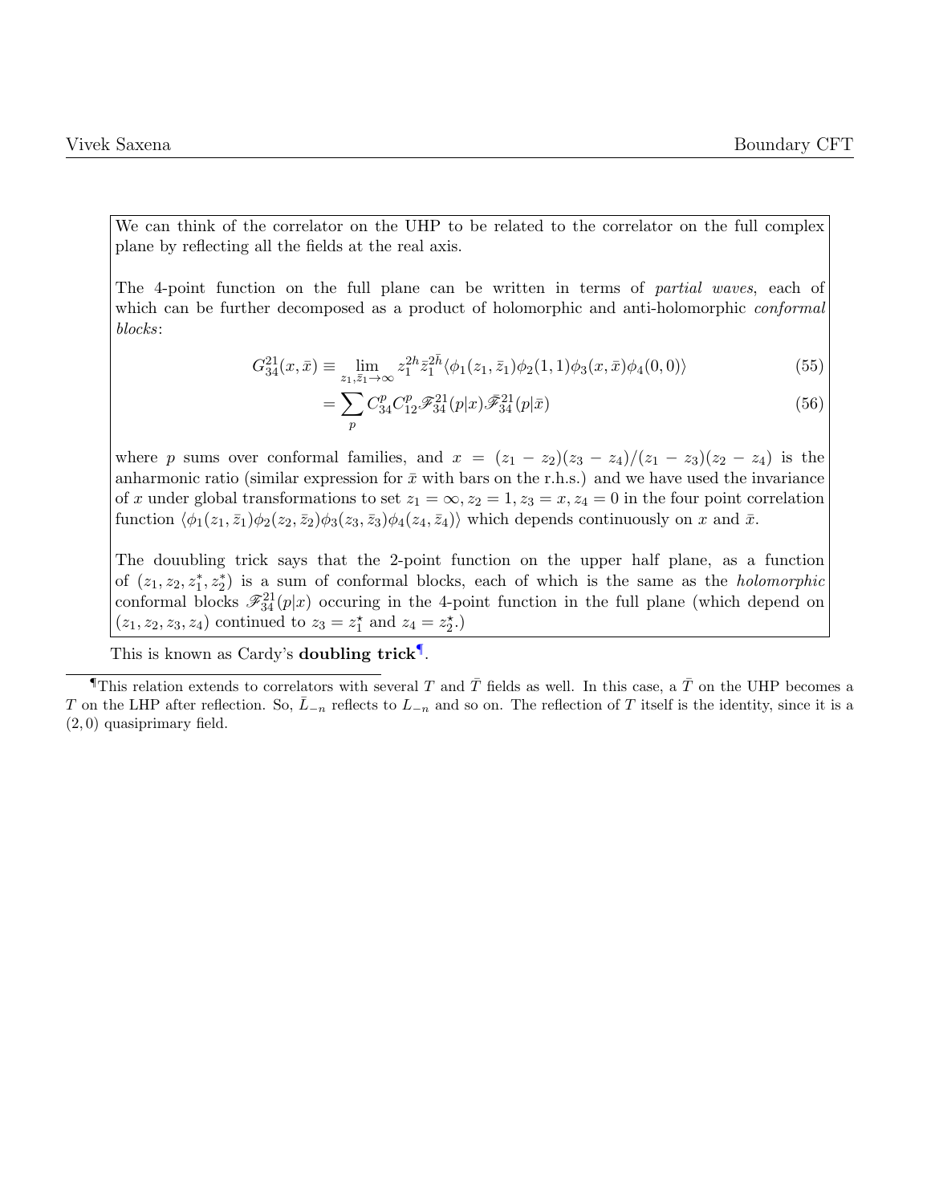We can think of the correlator on the UHP to be related to the correlator on the full complex plane by reflecting all the fields at the real axis.

The 4-point function on the full plane can be written in terms of *partial waves*, each of which can be further decomposed as a product of holomorphic and anti-holomorphic *conformal blocks*:

$$G^{21}_{34}(x,\bar{x}) \equiv \lim_{z_1,\bar{z}_1\to\infty} z_1^{2h}\bar{z}_1^{2\bar{h}}\langle\phi_1(z_1,\bar{z}_1)\phi_2(1,1)\phi_3(x,\bar{x})\phi_4(0,0)\rangle \tag{55}$$

$$= \sum_p C^p_{34}C^p_{12}\mathscr{F}^{21}_{34}(p|x)\bar{\mathscr{F}}^{21}_{34}(p|\bar{x}) \tag{56}$$

where $p$ sums over conformal families, and $x = (z_1-z_2)(z_3-z_4)/(z_1-z_3)(z_2-z_4)$ is the anharmonic ratio (similar expression for $\bar{x}$ with bars on the r.h.s.) and we have used the invariance of $x$ under global transformations to set $z_1=\infty, z_2=1, z_3=x, z_4=0$ in the four point correlation function $\langle\phi_1(z_1,\bar{z}_1)\phi_2(z_2,\bar{z}_2)\phi_3(z_3,\bar{z}_3)\phi_4(z_4,\bar{z}_4)\rangle$ which depends continuously on $x$ and $\bar{x}$.

The douubling trick says that the 2-point function on the upper half plane, as a function of $(z_1, z_2, z_1^*, z_2^*)$ is a sum of conformal blocks, each of which is the same as the *holomorphic* conformal blocks $\mathscr{F}^{21}_{34}(p|x)$ occuring in the 4-point function in the full plane (which depend on $(z_1,z_2,z_3,z_4)$ continued to $z_3=z_1^\star$ and $z_4=z_2^\star$.)

This is known as Cardy's **doubling trick**¶.

¶This relation extends to correlators with several $T$ and $\bar{T}$ fields as well. In this case, a $\bar{T}$ on the UHP becomes a $T$ on the LHP after reflection. So, $\bar{L}_{-n}$ reflects to $L_{-n}$ and so on. The reflection of $T$ itself is the identity, since it is a $(2,0)$ quasiprimary field.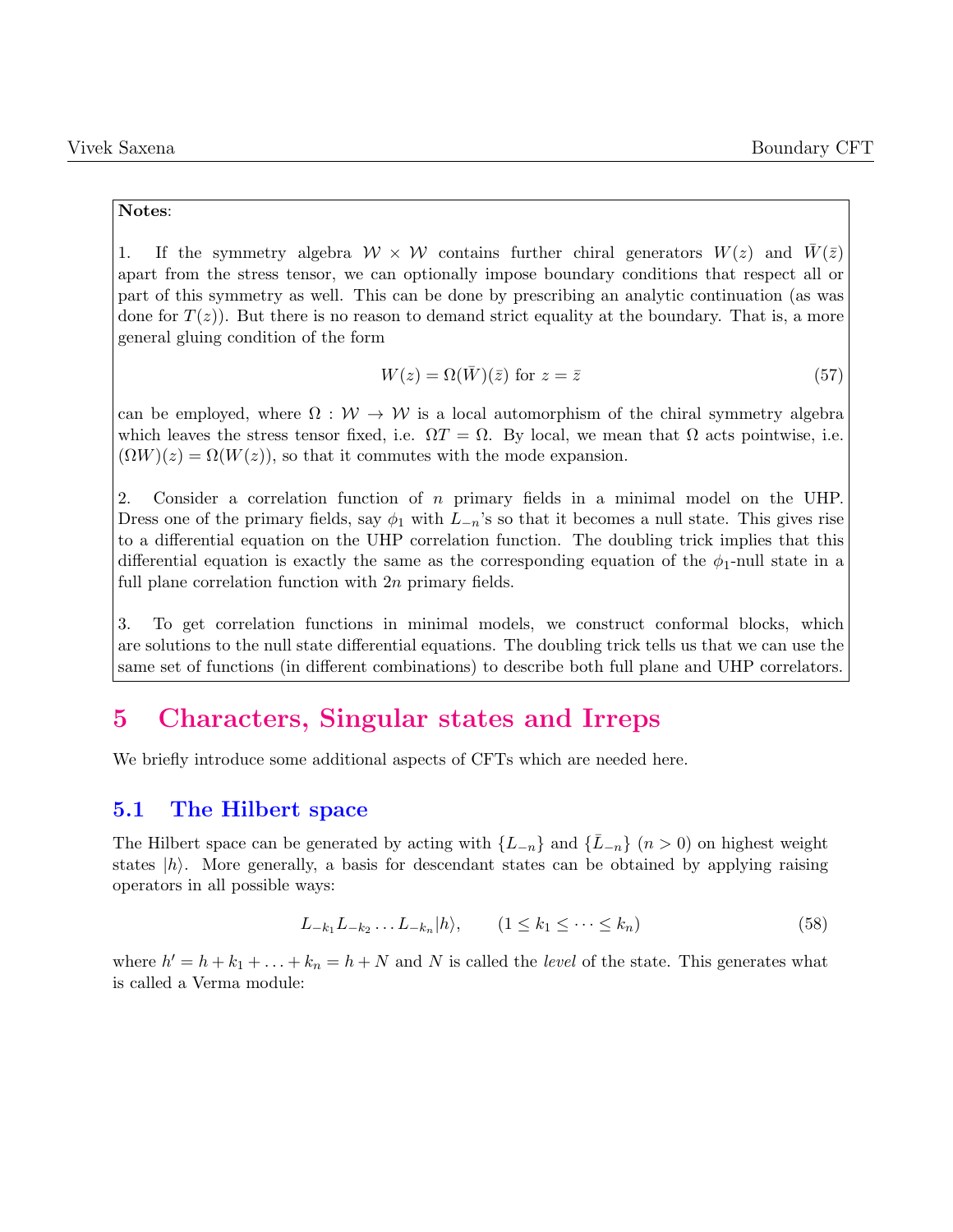**Notes**:

1. If the symmetry algebra $\mathcal{W} \times \mathcal{W}$ contains further chiral generators $W(z)$ and $\bar{W}(\bar{z})$ apart from the stress tensor, we can optionally impose boundary conditions that respect all or part of this symmetry as well. This can be done by prescribing an analytic continuation (as was done for $T(z)$). But there is no reason to demand strict equality at the boundary. That is, a more general gluing condition of the form

$$W(z) = \Omega(\bar{W})(\bar{z}) \text{ for } z = \bar{z} \tag{57}$$

can be employed, where $\Omega : \mathcal{W} \to \mathcal{W}$ is a local automorphism of the chiral symmetry algebra which leaves the stress tensor fixed, i.e. $\Omega T = \Omega$. By local, we mean that $\Omega$ acts pointwise, i.e. $(\Omega W)(z) = \Omega(W(z))$, so that it commutes with the mode expansion.

2. Consider a correlation function of $n$ primary fields in a minimal model on the UHP. Dress one of the primary fields, say $\phi_1$ with $L_{-n}$'s so that it becomes a null state. This gives rise to a differential equation on the UHP correlation function. The doubling trick implies that this differential equation is exactly the same as the corresponding equation of the $\phi_1$-null state in a full plane correlation function with $2n$ primary fields.

3. To get correlation functions in minimal models, we construct conformal blocks, which are solutions to the null state differential equations. The doubling trick tells us that we can use the same set of functions (in different combinations) to describe both full plane and UHP correlators.

# 5 Characters, Singular states and Irreps

We briefly introduce some additional aspects of CFTs which are needed here.

## 5.1 The Hilbert space

The Hilbert space can be generated by acting with $\{L_{-n}\}$ and $\{\bar{L}_{-n}\}$ $(n > 0)$ on highest weight states $|h\rangle$. More generally, a basis for descendant states can be obtained by applying raising operators in all possible ways:

$$L_{-k_1} L_{-k_2} \dots L_{-k_n} |h\rangle, \qquad (1 \leq k_1 \leq \dots \leq k_n) \tag{58}$$

where $h' = h + k_1 + \ldots + k_n = h + N$ and $N$ is called the *level* of the state. This generates what is called a Verma module: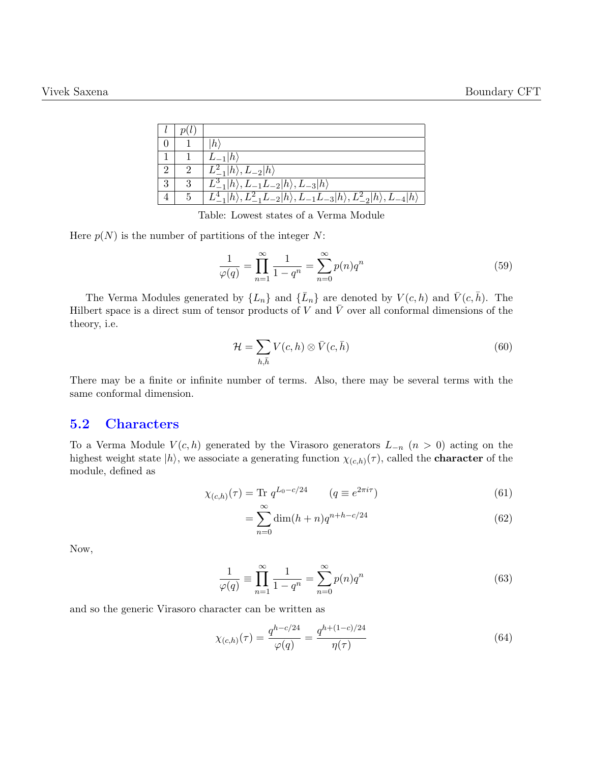| $l$ | $p(l)$ | |
|---|---|---|
| 0 | 1 | $\|h\rangle$ |
| 1 | 1 | $L_{-1}\|h\rangle$ |
| 2 | 2 | $L_{-1}^2\|h\rangle, L_{-2}\|h\rangle$ |
| 3 | 3 | $L_{-1}^3\|h\rangle, L_{-1}L_{-2}\|h\rangle, L_{-3}\|h\rangle$ |
| 4 | 5 | $L_{-1}^4\|h\rangle, L_{-1}^2L_{-2}\|h\rangle, L_{-1}L_{-3}\|h\rangle, L_{-2}^2\|h\rangle, L_{-4}\|h\rangle$ |

Table: Lowest states of a Verma Module

Here $p(N)$ is the number of partitions of the integer $N$:

$$\frac{1}{\varphi(q)} = \prod_{n=1}^{\infty} \frac{1}{1-q^n} = \sum_{n=0}^{\infty} p(n) q^n \tag{59}$$

The Verma Modules generated by $\{L_n\}$ and $\{\bar{L}_n\}$ are denoted by $V(c,h)$ and $\bar{V}(c,\bar{h})$. The Hilbert space is a direct sum of tensor products of $V$ and $\bar{V}$ over all conformal dimensions of the theory, i.e.

$$\mathcal{H} = \sum_{h,\bar{h}} V(c,h) \otimes \bar{V}(c,\bar{h}) \tag{60}$$

There may be a finite or infinite number of terms. Also, there may be several terms with the same conformal dimension.

## 5.2 Characters

To a Verma Module $V(c,h)$ generated by the Virasoro generators $L_{-n}$ $(n > 0)$ acting on the highest weight state $|h\rangle$, we associate a generating function $\chi_{(c,h)}(\tau)$, called the **character** of the module, defined as

$$\chi_{(c,h)}(\tau) = \text{Tr } q^{L_0 - c/24} \qquad (q \equiv e^{2\pi i \tau}) \tag{61}$$

$$= \sum_{n=0}^{\infty} \dim(h+n) q^{n+h-c/24} \tag{62}$$

Now,

$$\frac{1}{\varphi(q)} \equiv \prod_{n=1}^{\infty} \frac{1}{1-q^n} = \sum_{n=0}^{\infty} p(n) q^n \tag{63}$$

and so the generic Virasoro character can be written as

$$\chi_{(c,h)}(\tau) = \frac{q^{h-c/24}}{\varphi(q)} = \frac{q^{h+(1-c)/24}}{\eta(\tau)} \tag{64}$$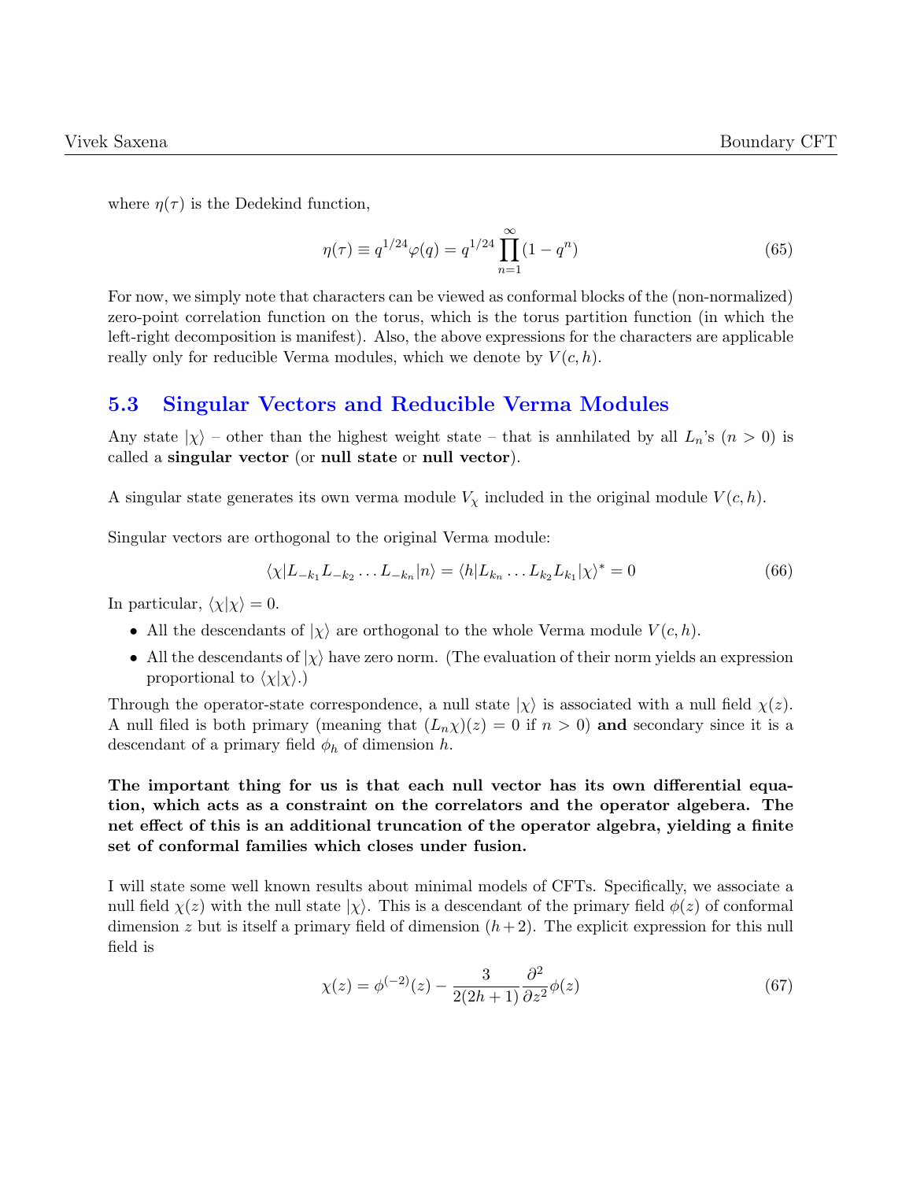where $\eta(\tau)$ is the Dedekind function,

$$\eta(\tau) \equiv q^{1/24}\varphi(q) = q^{1/24}\prod_{n=1}^{\infty}(1-q^n) \tag{65}$$

For now, we simply note that characters can be viewed as conformal blocks of the (non-normalized) zero-point correlation function on the torus, which is the torus partition function (in which the left-right decomposition is manifest). Also, the above expressions for the characters are applicable really only for reducible Verma modules, which we denote by $V(c,h)$.

## 5.3 Singular Vectors and Reducible Verma Modules

Any state $|\chi\rangle$ – other than the highest weight state – that is annhilated by all $L_n$'s $(n > 0)$ is called a **singular vector** (or **null state** or **null vector**).

A singular state generates its own verma module $V_\chi$ included in the original module $V(c,h)$.

Singular vectors are orthogonal to the original Verma module:

$$\langle\chi|L_{-k_1}L_{-k_2}\dots L_{-k_n}|n\rangle = \langle h|L_{k_n}\dots L_{k_2}L_{k_1}|\chi\rangle^* = 0 \tag{66}$$

In particular, $\langle\chi|\chi\rangle = 0$.

- All the descendants of $|\chi\rangle$ are orthogonal to the whole Verma module $V(c,h)$.
- All the descendants of $|\chi\rangle$ have zero norm. (The evaluation of their norm yields an expression proportional to $\langle\chi|\chi\rangle$.)

Through the operator-state correspondence, a null state $|\chi\rangle$ is associated with a null field $\chi(z)$. A null filed is both primary (meaning that $(L_n\chi)(z) = 0$ if $n > 0$) **and** secondary since it is a descendant of a primary field $\phi_h$ of dimension $h$.

**The important thing for us is that each null vector has its own differential equation, which acts as a constraint on the correlators and the operator algebera. The net effect of this is an additional truncation of the operator algebra, yielding a finite set of conformal families which closes under fusion.**

I will state some well known results about minimal models of CFTs. Specifically, we associate a null field $\chi(z)$ with the null state $|\chi\rangle$. This is a descendant of the primary field $\phi(z)$ of conformal dimension $z$ but is itself a primary field of dimension $(h+2)$. The explicit expression for this null field is

$$\chi(z) = \phi^{(-2)}(z) - \frac{3}{2(2h+1)}\frac{\partial^2}{\partial z^2}\phi(z) \tag{67}$$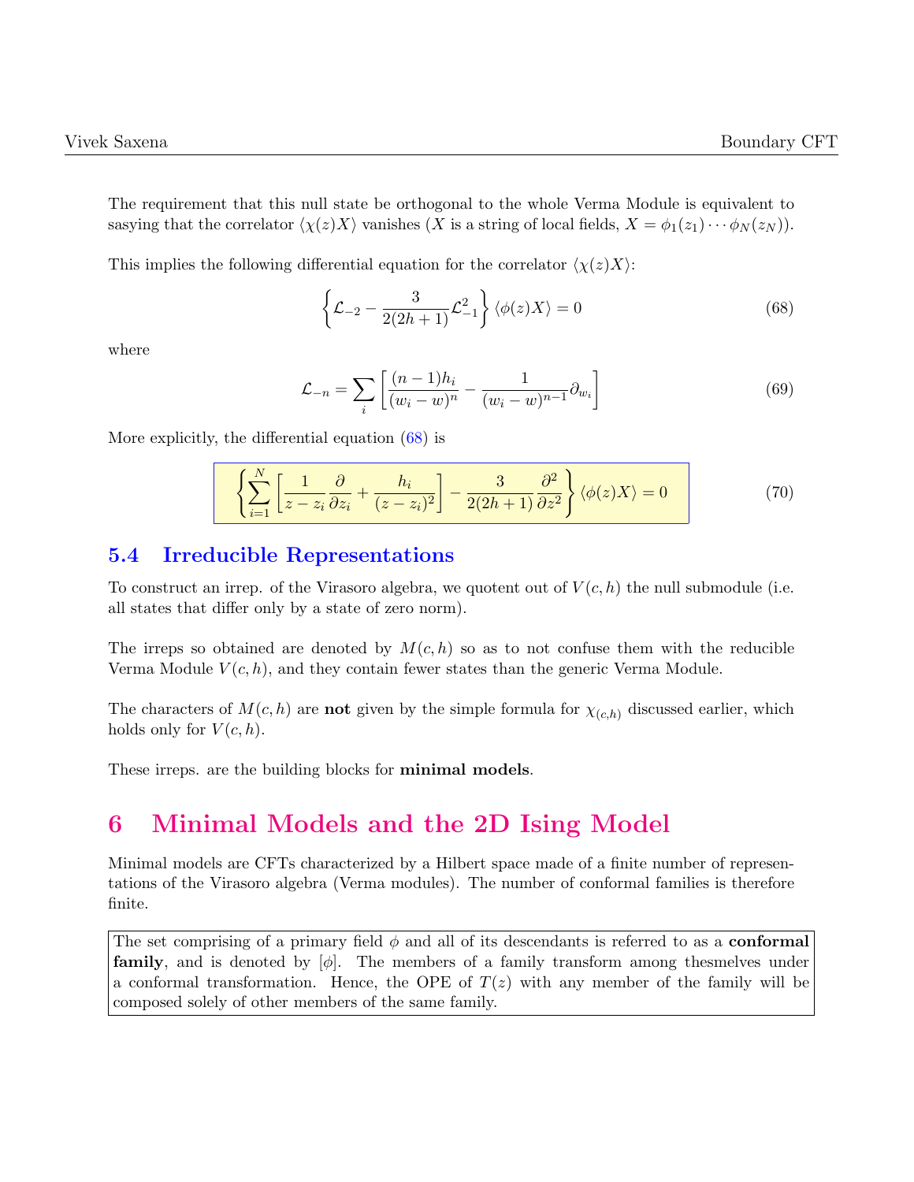The requirement that this null state be orthogonal to the whole Verma Module is equivalent to sasying that the correlator $\langle \chi(z) X \rangle$ vanishes ($X$ is a string of local fields, $X = \phi_1(z_1) \cdots \phi_N(z_N)$).

This implies the following differential equation for the correlator $\langle \chi(z) X \rangle$:

$$\left\{ \mathcal{L}_{-2} - \frac{3}{2(2h+1)} \mathcal{L}_{-1}^2 \right\} \langle \phi(z) X \rangle = 0 \tag{68}$$

where

$$\mathcal{L}_{-n} = \sum_i \left[ \frac{(n-1)h_i}{(w_i - w)^n} - \frac{1}{(w_i - w)^{n-1}} \partial_{w_i} \right] \tag{69}$$

More explicitly, the differential equation (68) is

$$\left\{ \sum_{i=1}^{N} \left[ \frac{1}{z - z_i} \frac{\partial}{\partial z_i} + \frac{h_i}{(z - z_i)^2} \right] - \frac{3}{2(2h+1)} \frac{\partial^2}{\partial z^2} \right\} \langle \phi(z) X \rangle = 0 \tag{70}$$

## 5.4 Irreducible Representations

To construct an irrep. of the Virasoro algebra, we quotent out of $V(c, h)$ the null submodule (i.e. all states that differ only by a state of zero norm).

The irreps so obtained are denoted by $M(c, h)$ so as to not confuse them with the reducible Verma Module $V(c, h)$, and they contain fewer states than the generic Verma Module.

The characters of $M(c, h)$ are **not** given by the simple formula for $\chi_{(c,h)}$ discussed earlier, which holds only for $V(c, h)$.

These irreps. are the building blocks for **minimal models**.

# 6 Minimal Models and the 2D Ising Model

Minimal models are CFTs characterized by a Hilbert space made of a finite number of representations of the Virasoro algebra (Verma modules). The number of conformal families is therefore finite.

The set comprising of a primary field $\phi$ and all of its descendants is referred to as a **conformal family**, and is denoted by $[\phi]$. The members of a family transform among thesmelves under a conformal transformation. Hence, the OPE of $T(z)$ with any member of the family will be composed solely of other members of the same family.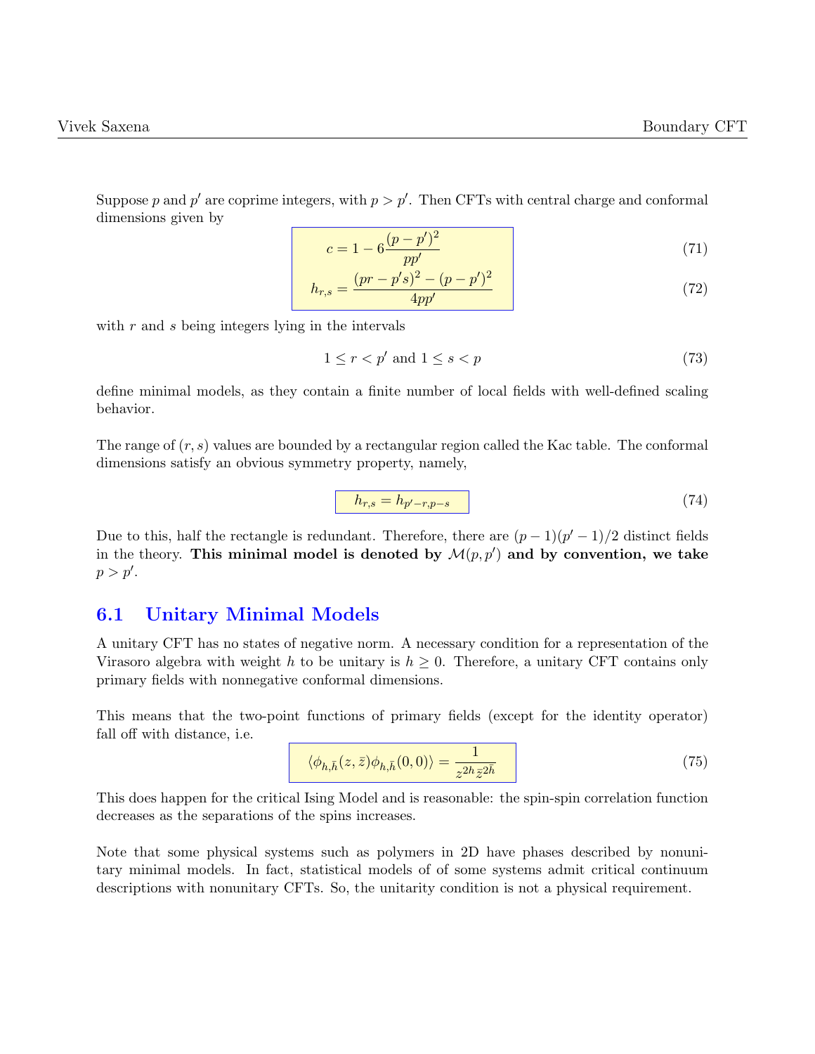Suppose $p$ and $p'$ are coprime integers, with $p > p'$. Then CFTs with central charge and conformal dimensions given by

$$c = 1 - 6\frac{(p - p')^2}{pp'} \tag{71}$$

$$h_{r,s} = \frac{(pr - p's)^2 - (p - p')^2}{4pp'} \tag{72}$$

with $r$ and $s$ being integers lying in the intervals

$$1 \leq r < p' \text{ and } 1 \leq s < p \tag{73}$$

define minimal models, as they contain a finite number of local fields with well-defined scaling behavior.

The range of $(r, s)$ values are bounded by a rectangular region called the Kac table. The conformal dimensions satisfy an obvious symmetry property, namely,

$$h_{r,s} = h_{p'-r,p-s} \tag{74}$$

Due to this, half the rectangle is redundant. Therefore, there are $(p - 1)(p' - 1)/2$ distinct fields in the theory. **This minimal model is denoted by $\mathcal{M}(p, p')$ and by convention, we take $p > p'$.**

## 6.1 Unitary Minimal Models

A unitary CFT has no states of negative norm. A necessary condition for a representation of the Virasoro algebra with weight $h$ to be unitary is $h \geq 0$. Therefore, a unitary CFT contains only primary fields with nonnegative conformal dimensions.

This means that the two-point functions of primary fields (except for the identity operator) fall off with distance, i.e.

$$\langle \phi_{h,\bar{h}}(z, \bar{z})\phi_{h,\bar{h}}(0, 0)\rangle = \frac{1}{z^{2h}\bar{z}^{2\bar{h}}} \tag{75}$$

This does happen for the critical Ising Model and is reasonable: the spin-spin correlation function decreases as the separations of the spins increases.

Note that some physical systems such as polymers in 2D have phases described by nonunitary minimal models. In fact, statistical models of of some systems admit critical continuum descriptions with nonunitary CFTs. So, the unitarity condition is not a physical requirement.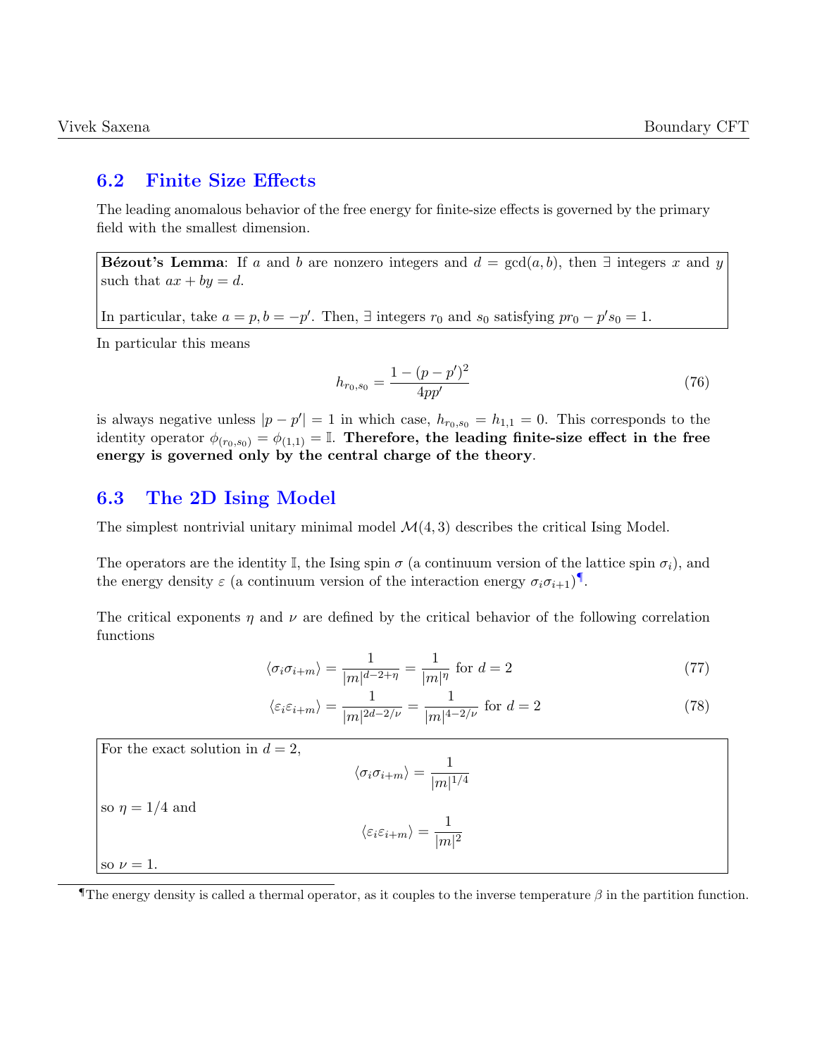## 6.2 Finite Size Effects

The leading anomalous behavior of the free energy for finite-size effects is governed by the primary field with the smallest dimension.

> **Bézout's Lemma**: If $a$ and $b$ are nonzero integers and $d = \gcd(a, b)$, then $\exists$ integers $x$ and $y$ such that $ax + by = d$.
>
> In particular, take $a = p, b = -p'$. Then, $\exists$ integers $r_0$ and $s_0$ satisfying $pr_0 - p's_0 = 1$.

In particular this means

$$h_{r_0,s_0} = \frac{1 - (p - p')^2}{4pp'} \tag{76}$$

is always negative unless $|p - p'| = 1$ in which case, $h_{r_0,s_0} = h_{1,1} = 0$. This corresponds to the identity operator $\phi_{(r_0,s_0)} = \phi_{(1,1)} = \mathbb{I}$. **Therefore, the leading finite-size effect in the free energy is governed only by the central charge of the theory**.

## 6.3 The 2D Ising Model

The simplest nontrivial unitary minimal model $\mathcal{M}(4, 3)$ describes the critical Ising Model.

The operators are the identity $\mathbb{I}$, the Ising spin $\sigma$ (a continuum version of the lattice spin $\sigma_i$), and the energy density $\varepsilon$ (a continuum version of the interaction energy $\sigma_i\sigma_{i+1}$)[¶].

The critical exponents $\eta$ and $\nu$ are defined by the critical behavior of the following correlation functions

$$\langle \sigma_i \sigma_{i+m} \rangle = \frac{1}{|m|^{d-2+\eta}} = \frac{1}{|m|^{\eta}} \text{ for } d = 2 \tag{77}$$

$$\langle \varepsilon_i \varepsilon_{i+m} \rangle = \frac{1}{|m|^{2d-2/\nu}} = \frac{1}{|m|^{4-2/\nu}} \text{ for } d = 2 \tag{78}$$

> For the exact solution in $d = 2$,
>
> $$\langle \sigma_i \sigma_{i+m} \rangle = \frac{1}{|m|^{1/4}}$$
>
> so $\eta = 1/4$ and
>
> $$\langle \varepsilon_i \varepsilon_{i+m} \rangle = \frac{1}{|m|^{2}}$$
>
> so $\nu = 1$.

[¶] The energy density is called a thermal operator, as it couples to the inverse temperature $\beta$ in the partition function.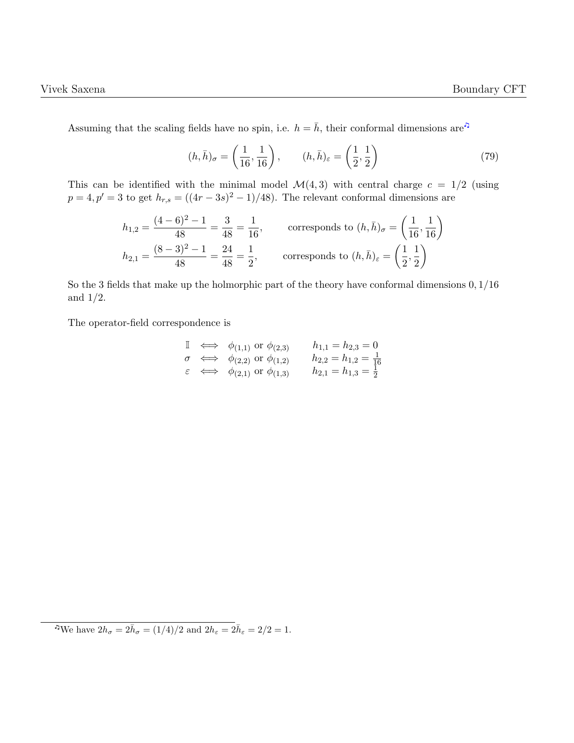Assuming that the scaling fields have no spin, i.e. $h = \bar{h}$, their conformal dimensions are[♫]

$$(h, \bar{h})_\sigma = \left(\frac{1}{16}, \frac{1}{16}\right), \qquad (h, \bar{h})_\varepsilon = \left(\frac{1}{2}, \frac{1}{2}\right) \tag{79}$$

This can be identified with the minimal model $\mathcal{M}(4,3)$ with central charge $c = 1/2$ (using $p = 4, p' = 3$ to get $h_{r,s} = ((4r - 3s)^2 - 1)/48$). The relevant conformal dimensions are

$$h_{1,2} = \frac{(4-6)^2 - 1}{48} = \frac{3}{48} = \frac{1}{16}, \qquad \text{corresponds to } (h, \bar{h})_\sigma = \left(\frac{1}{16}, \frac{1}{16}\right)$$

$$h_{2,1} = \frac{(8-3)^2 - 1}{48} = \frac{24}{48} = \frac{1}{2}, \qquad \text{corresponds to } (h, \bar{h})_\varepsilon = \left(\frac{1}{2}, \frac{1}{2}\right)$$

So the 3 fields that make up the holmorphic part of the theory have conformal dimensions $0, 1/16$ and $1/2$.

The operator-field correspondence is

$$\begin{array}{lllll} \mathbb{I} & \Longleftrightarrow & \phi_{(1,1)} \text{ or } \phi_{(2,3)} & & h_{1,1} = h_{2,3} = 0 \\ \sigma & \Longleftrightarrow & \phi_{(2,2)} \text{ or } \phi_{(1,2)} & & h_{2,2} = h_{1,2} = \frac{1}{16} \\ \varepsilon & \Longleftrightarrow & \phi_{(2,1)} \text{ or } \phi_{(1,3)} & & h_{2,1} = h_{1,3} = \frac{1}{2} \end{array}$$

[♫]We have $2h_\sigma = 2\bar{h}_\sigma = (1/4)/2$ and $2h_\varepsilon = 2\bar{h}_\varepsilon = 2/2 = 1$.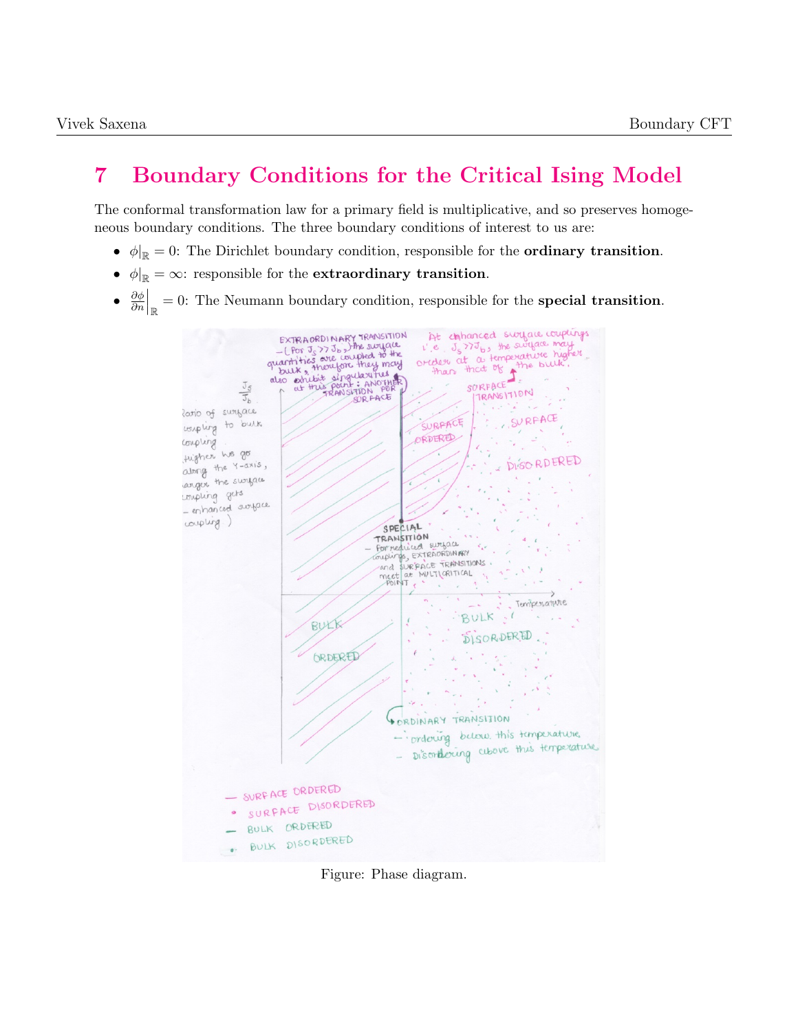# 7 Boundary Conditions for the Critical Ising Model

The conformal transformation law for a primary field is multiplicative, and so preserves homogeneous boundary conditions. The three boundary conditions of interest to us are:

- $\phi|_{\mathbb{R}} = 0$: The Dirichlet boundary condition, responsible for the **ordinary transition**.
- $\phi|_{\mathbb{R}} = \infty$: responsible for the **extraordinary transition**.
- $\left.\frac{\partial \phi}{\partial n}\right|_{\mathbb{R}} = 0$: The Neumann boundary condition, responsible for the **special transition**.

Figure: Phase diagram.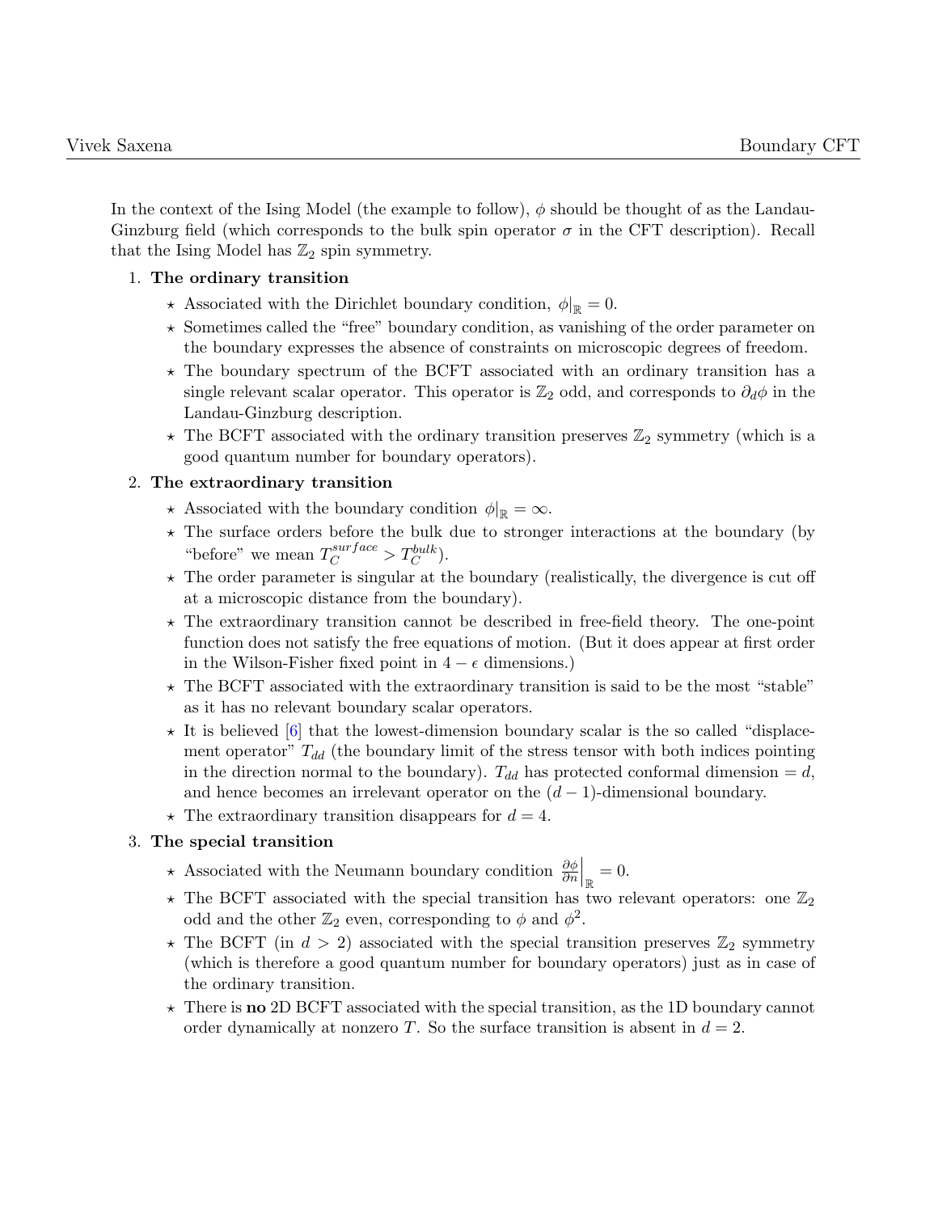In the context of the Ising Model (the example to follow), $\phi$ should be thought of as the Landau-Ginzburg field (which corresponds to the bulk spin operator $\sigma$ in the CFT description). Recall that the Ising Model has $\mathbb{Z}_2$ spin symmetry.

1. **The ordinary transition**
   - ⋆ Associated with the Dirichlet boundary condition, $\phi|_{\mathbb{R}} = 0$.
   - ⋆ Sometimes called the "free" boundary condition, as vanishing of the order parameter on the boundary expresses the absence of constraints on microscopic degrees of freedom.
   - ⋆ The boundary spectrum of the BCFT associated with an ordinary transition has a single relevant scalar operator. This operator is $\mathbb{Z}_2$ odd, and corresponds to $\partial_d \phi$ in the Landau-Ginzburg description.
   - ⋆ The BCFT associated with the ordinary transition preserves $\mathbb{Z}_2$ symmetry (which is a good quantum number for boundary operators).

2. **The extraordinary transition**
   - ⋆ Associated with the boundary condition $\phi|_{\mathbb{R}} = \infty$.
   - ⋆ The surface orders before the bulk due to stronger interactions at the boundary (by "before" we mean $T_C^{surface} > T_C^{bulk}$).
   - ⋆ The order parameter is singular at the boundary (realistically, the divergence is cut off at a microscopic distance from the boundary).
   - ⋆ The extraordinary transition cannot be described in free-field theory. The one-point function does not satisfy the free equations of motion. (But it does appear at first order in the Wilson-Fisher fixed point in $4 - \epsilon$ dimensions.)
   - ⋆ The BCFT associated with the extraordinary transition is said to be the most "stable" as it has no relevant boundary scalar operators.
   - ⋆ It is believed [6] that the lowest-dimension boundary scalar is the so called "displacement operator" $T_{dd}$ (the boundary limit of the stress tensor with both indices pointing in the direction normal to the boundary). $T_{dd}$ has protected conformal dimension $= d$, and hence becomes an irrelevant operator on the $(d-1)$-dimensional boundary.
   - ⋆ The extraordinary transition disappears for $d = 4$.

3. **The special transition**
   - ⋆ Associated with the Neumann boundary condition $\left.\frac{\partial \phi}{\partial n}\right|_{\mathbb{R}} = 0$.
   - ⋆ The BCFT associated with the special transition has two relevant operators: one $\mathbb{Z}_2$ odd and the other $\mathbb{Z}_2$ even, corresponding to $\phi$ and $\phi^2$.
   - ⋆ The BCFT (in $d > 2$) associated with the special transition preserves $\mathbb{Z}_2$ symmetry (which is therefore a good quantum number for boundary operators) just as in case of the ordinary transition.
   - ⋆ There is **no** 2D BCFT associated with the special transition, as the 1D boundary cannot order dynamically at nonzero $T$. So the surface transition is absent in $d = 2$.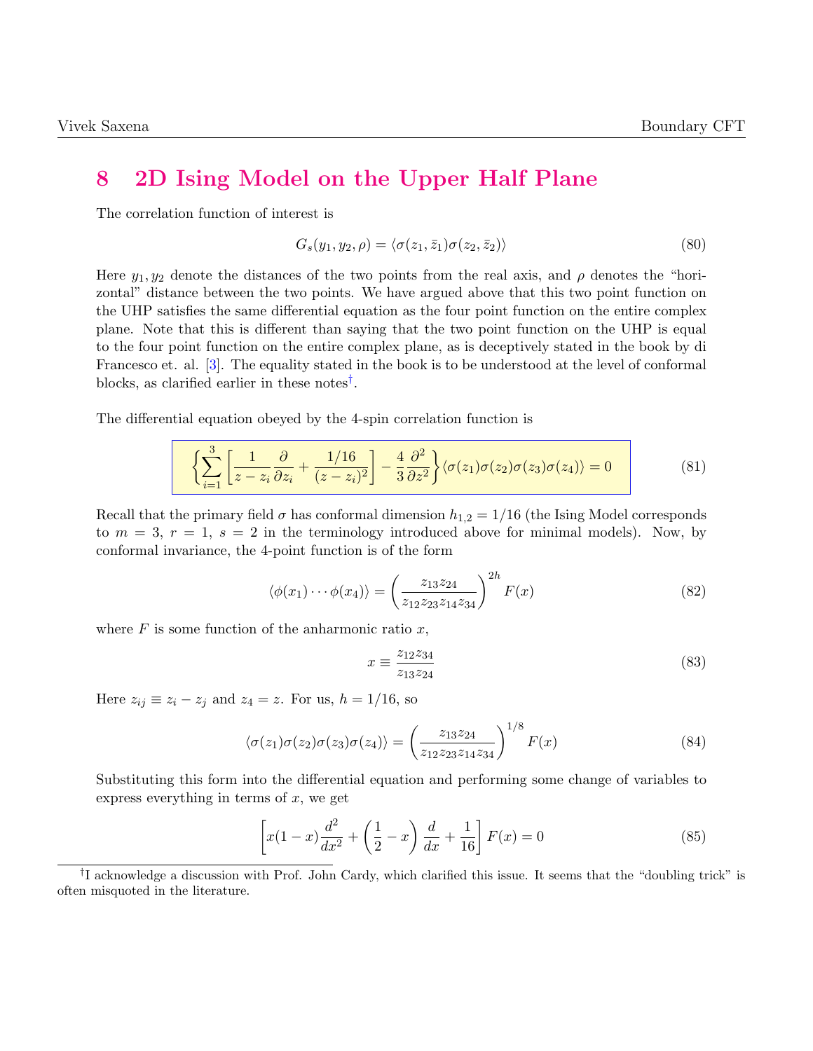# 8 2D Ising Model on the Upper Half Plane

The correlation function of interest is

$$G_s(y_1, y_2, \rho) = \langle \sigma(z_1, \bar{z}_1)\sigma(z_2, \bar{z}_2)\rangle \tag{80}$$

Here $y_1, y_2$ denote the distances of the two points from the real axis, and $\rho$ denotes the "horizontal" distance between the two points. We have argued above that this two point function on the UHP satisfies the same differential equation as the four point function on the entire complex plane. Note that this is different than saying that the two point function on the UHP is equal to the four point function on the entire complex plane, as is deceptively stated in the book by di Francesco et. al. [3]. The equality stated in the book is to be understood at the level of conformal blocks, as clarified earlier in these notes[†].

The differential equation obeyed by the 4-spin correlation function is

$$\left\{\sum_{i=1}^{3}\left[\frac{1}{z-z_i}\frac{\partial}{\partial z_i} + \frac{1/16}{(z-z_i)^2}\right] - \frac{4}{3}\frac{\partial^2}{\partial z^2}\right\}\langle\sigma(z_1)\sigma(z_2)\sigma(z_3)\sigma(z_4)\rangle = 0 \tag{81}$$

Recall that the primary field $\sigma$ has conformal dimension $h_{1,2} = 1/16$ (the Ising Model corresponds to $m = 3$, $r = 1$, $s = 2$ in the terminology introduced above for minimal models). Now, by conformal invariance, the 4-point function is of the form

$$\langle\phi(x_1)\cdots\phi(x_4)\rangle = \left(\frac{z_{13}z_{24}}{z_{12}z_{23}z_{14}z_{34}}\right)^{2h} F(x) \tag{82}$$

where $F$ is some function of the anharmonic ratio $x$,

$$x \equiv \frac{z_{12}z_{34}}{z_{13}z_{24}} \tag{83}$$

Here $z_{ij} \equiv z_i - z_j$ and $z_4 = z$. For us, $h = 1/16$, so

$$\langle\sigma(z_1)\sigma(z_2)\sigma(z_3)\sigma(z_4)\rangle = \left(\frac{z_{13}z_{24}}{z_{12}z_{23}z_{14}z_{34}}\right)^{1/8} F(x) \tag{84}$$

Substituting this form into the differential equation and performing some change of variables to express everything in terms of $x$, we get

$$\left[x(1-x)\frac{d^2}{dx^2} + \left(\frac{1}{2} - x\right)\frac{d}{dx} + \frac{1}{16}\right]F(x) = 0 \tag{85}$$

---

[†] I acknowledge a discussion with Prof. John Cardy, which clarified this issue. It seems that the "doubling trick" is often misquoted in the literature.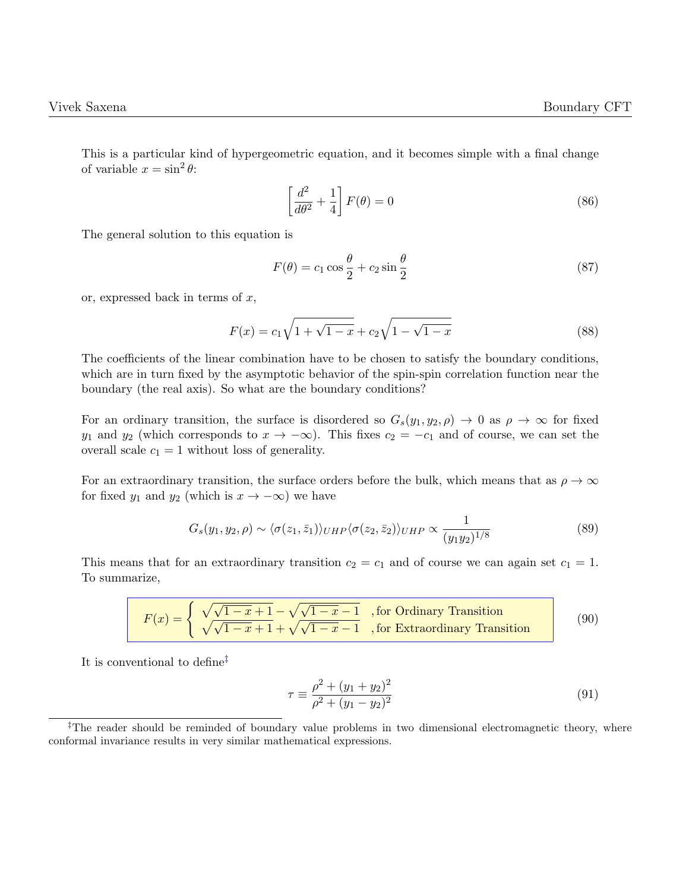This is a particular kind of hypergeometric equation, and it becomes simple with a final change of variable $x = \sin^2\theta$:

$$\left[\frac{d^2}{d\theta^2} + \frac{1}{4}\right] F(\theta) = 0 \tag{86}$$

The general solution to this equation is

$$F(\theta) = c_1 \cos\frac{\theta}{2} + c_2 \sin\frac{\theta}{2} \tag{87}$$

or, expressed back in terms of $x$,

$$F(x) = c_1\sqrt{1+\sqrt{1-x}} + c_2\sqrt{1-\sqrt{1-x}} \tag{88}$$

The coefficients of the linear combination have to be chosen to satisfy the boundary conditions, which are in turn fixed by the asymptotic behavior of the spin-spin correlation function near the boundary (the real axis). So what are the boundary conditions?

For an ordinary transition, the surface is disordered so $G_s(y_1, y_2, \rho) \to 0$ as $\rho \to \infty$ for fixed $y_1$ and $y_2$ (which corresponds to $x \to -\infty$). This fixes $c_2 = -c_1$ and of course, we can set the overall scale $c_1 = 1$ without loss of generality.

For an extraordinary transition, the surface orders before the bulk, which means that as $\rho \to \infty$ for fixed $y_1$ and $y_2$ (which is $x \to -\infty$) we have

$$G_s(y_1, y_2, \rho) \sim \langle\sigma(z_1, \bar{z}_1)\rangle_{UHP}\langle\sigma(z_2, \bar{z}_2)\rangle_{UHP} \propto \frac{1}{(y_1 y_2)^{1/8}} \tag{89}$$

This means that for an extraordinary transition $c_2 = c_1$ and of course we can again set $c_1 = 1$. To summarize,

$$F(x) = \begin{cases} \sqrt{\sqrt{1-x}+1} - \sqrt{\sqrt{1-x}-1} & \text{, for Ordinary Transition} \\ \sqrt{\sqrt{1-x}+1} + \sqrt{\sqrt{1-x}-1} & \text{, for Extraordinary Transition} \end{cases} \tag{90}$$

It is conventional to define[‡]

$$\tau \equiv \frac{\rho^2 + (y_1 + y_2)^2}{\rho^2 + (y_1 - y_2)^2} \tag{91}$$

[‡]The reader should be reminded of boundary value problems in two dimensional electromagnetic theory, where conformal invariance results in very similar mathematical expressions.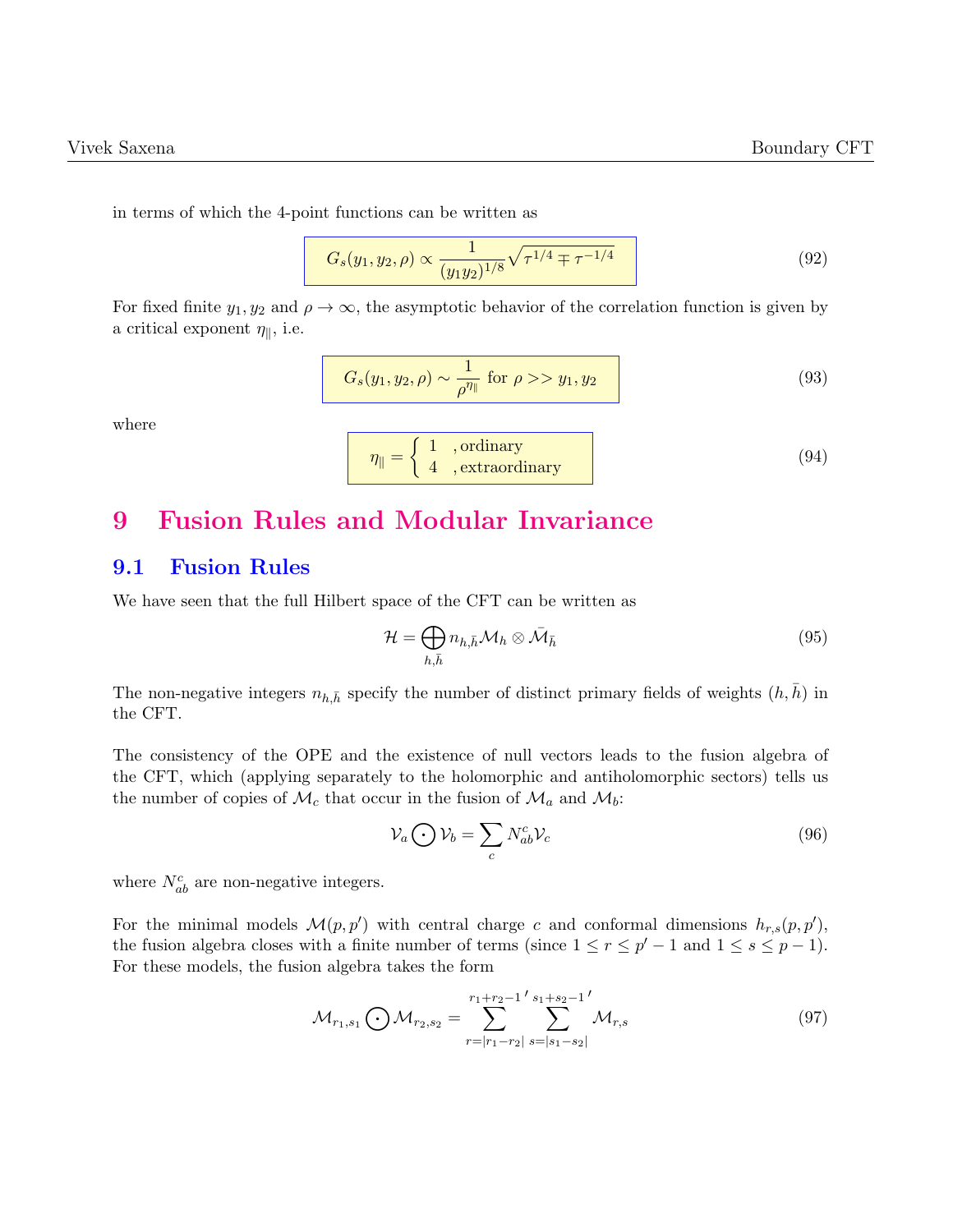in terms of which the 4-point functions can be written as

$$G_s(y_1, y_2, \rho) \propto \frac{1}{(y_1 y_2)^{1/8}} \sqrt{\tau^{1/4} \mp \tau^{-1/4}} \tag{92}$$

For fixed finite $y_1, y_2$ and $\rho \to \infty$, the asymptotic behavior of the correlation function is given by a critical exponent $\eta_{\|}$, i.e.

$$G_s(y_1, y_2, \rho) \sim \frac{1}{\rho^{\eta_{\|}}} \text{ for } \rho >> y_1, y_2 \tag{93}$$

where

$$\eta_{\|} = \begin{cases} 1 & \text{, ordinary} \\ 4 & \text{, extraordinary} \end{cases} \tag{94}$$

# 9 Fusion Rules and Modular Invariance

## 9.1 Fusion Rules

We have seen that the full Hilbert space of the CFT can be written as

$$\mathcal{H} = \bigoplus_{h,\bar{h}} n_{h,\bar{h}} \mathcal{M}_h \otimes \bar{\mathcal{M}}_{\bar{h}} \tag{95}$$

The non-negative integers $n_{h,\bar{h}}$ specify the number of distinct primary fields of weights $(h, \bar{h})$ in the CFT.

The consistency of the OPE and the existence of null vectors leads to the fusion algebra of the CFT, which (applying separately to the holomorphic and antiholomorphic sectors) tells us the number of copies of $\mathcal{M}_c$ that occur in the fusion of $\mathcal{M}_a$ and $\mathcal{M}_b$:

$$\mathcal{V}_a \bigodot \mathcal{V}_b = \sum_c N_{ab}^c \mathcal{V}_c \tag{96}$$

where $N_{ab}^c$ are non-negative integers.

For the minimal models $\mathcal{M}(p, p')$ with central charge $c$ and conformal dimensions $h_{r,s}(p, p')$, the fusion algebra closes with a finite number of terms (since $1 \leq r \leq p' - 1$ and $1 \leq s \leq p - 1$). For these models, the fusion algebra takes the form

$$\mathcal{M}_{r_1,s_1} \bigodot \mathcal{M}_{r_2,s_2} = \sum_{r=|r_1-r_2|}^{r_1+r_2-1}{}' \sum_{s=|s_1-s_2|}^{s_1+s_2-1}{}' \mathcal{M}_{r,s} \tag{97}$$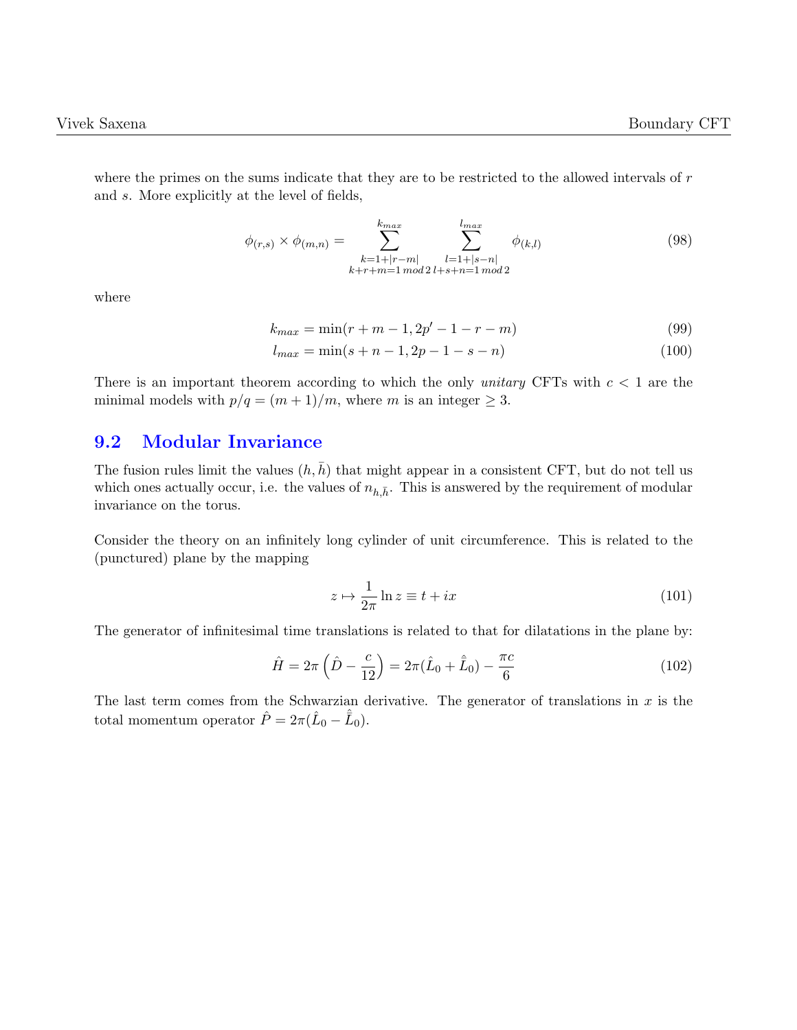where the primes on the sums indicate that they are to be restricted to the allowed intervals of $r$ and $s$. More explicitly at the level of fields,

$$\phi_{(r,s)} \times \phi_{(m,n)} = \sum_{\substack{k=1+|r-m| \\ k+r+m=1 \, mod \, 2}}^{k_{max}} \sum_{\substack{l=1+|s-n| \\ l+s+n=1 \, mod \, 2}}^{l_{max}} \phi_{(k,l)} \tag{98}$$

where

$$k_{max} = \min(r+m-1, 2p'-1-r-m) \tag{99}$$

$$l_{max} = \min(s+n-1, 2p-1-s-n) \tag{100}$$

There is an important theorem according to which the only *unitary* CFTs with $c < 1$ are the minimal models with $p/q = (m+1)/m$, where $m$ is an integer $\geq 3$.

## 9.2 Modular Invariance

The fusion rules limit the values $(h, \bar{h})$ that might appear in a consistent CFT, but do not tell us which ones actually occur, i.e. the values of $n_{h,\bar{h}}$. This is answered by the requirement of modular invariance on the torus.

Consider the theory on an infinitely long cylinder of unit circumference. This is related to the (punctured) plane by the mapping

$$z \mapsto \frac{1}{2\pi} \ln z \equiv t + ix \tag{101}$$

The generator of infinitesimal time translations is related to that for dilatations in the plane by:

$$\hat{H} = 2\pi \left( \hat{D} - \frac{c}{12} \right) = 2\pi(\hat{L}_0 + \hat{\bar{L}}_0) - \frac{\pi c}{6} \tag{102}$$

The last term comes from the Schwarzian derivative. The generator of translations in $x$ is the total momentum operator $\hat{P} = 2\pi(\hat{L}_0 - \hat{\bar{L}}_0)$.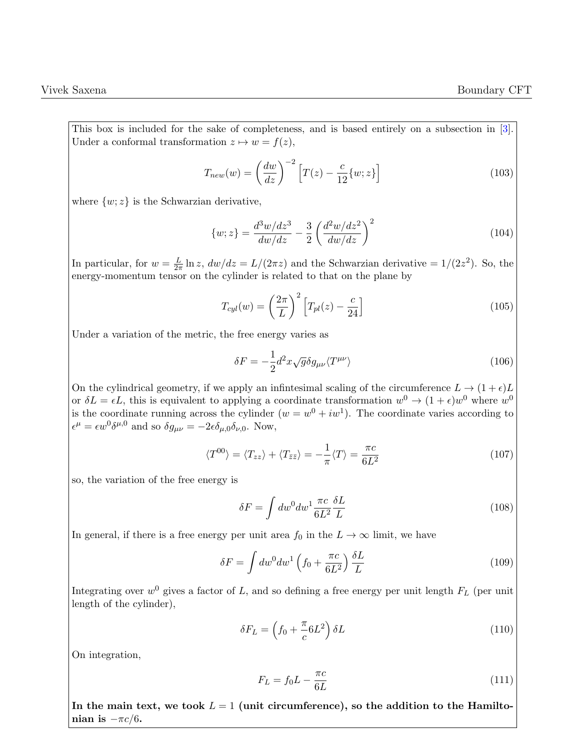This box is included for the sake of completeness, and is based entirely on a subsection in [3]. Under a conformal transformation $z \mapsto w = f(z)$,

$$T_{new}(w) = \left(\frac{dw}{dz}\right)^{-2}\left[T(z) - \frac{c}{12}\{w; z\}\right] \tag{103}$$

where $\{w; z\}$ is the Schwarzian derivative,

$$\{w; z\} = \frac{d^3w/dz^3}{dw/dz} - \frac{3}{2}\left(\frac{d^2w/dz^2}{dw/dz}\right)^2 \tag{104}$$

In particular, for $w = \frac{L}{2\pi}\ln z$, $dw/dz = L/(2\pi z)$ and the Schwarzian derivative $= 1/(2z^2)$. So, the energy-momentum tensor on the cylinder is related to that on the plane by

$$T_{cyl}(w) = \left(\frac{2\pi}{L}\right)^2\left[T_{pl}(z) - \frac{c}{24}\right] \tag{105}$$

Under a variation of the metric, the free energy varies as

$$\delta F = -\frac{1}{2}d^2x\sqrt{g}\delta g_{\mu\nu}\langle T^{\mu\nu}\rangle \tag{106}$$

On the cylindrical geometry, if we apply an infintesimal scaling of the circumference $L \to (1+\epsilon)L$ or $\delta L = \epsilon L$, this is equivalent to applying a coordinate transformation $w^0 \to (1+\epsilon)w^0$ where $w^0$ is the coordinate running across the cylinder ($w = w^0 + iw^1$). The coordinate varies according to $\epsilon^\mu = \epsilon w^0 \delta^{\mu,0}$ and so $\delta g_{\mu\nu} = -2\epsilon\delta_{\mu,0}\delta_{\nu,0}$. Now,

$$\langle T^{00}\rangle = \langle T_{zz}\rangle + \langle T_{\bar{z}\bar{z}}\rangle = -\frac{1}{\pi}\langle T\rangle = \frac{\pi c}{6L^2} \tag{107}$$

so, the variation of the free energy is

$$\delta F = \int dw^0 dw^1 \frac{\pi c}{6L^2}\frac{\delta L}{L} \tag{108}$$

In general, if there is a free energy per unit area $f_0$ in the $L \to \infty$ limit, we have

$$\delta F = \int dw^0 dw^1 \left(f_0 + \frac{\pi c}{6L^2}\right)\frac{\delta L}{L} \tag{109}$$

Integrating over $w^0$ gives a factor of $L$, and so defining a free energy per unit length $F_L$ (per unit length of the cylinder),

$$\delta F_L = \left(f_0 + \frac{\pi}{c}6L^2\right)\delta L \tag{110}$$

On integration,

$$F_L = f_0 L - \frac{\pi c}{6L} \tag{111}$$

**In the main text, we took $L = 1$ (unit circumference), so the addition to the Hamiltonian is $-\pi c/6$.**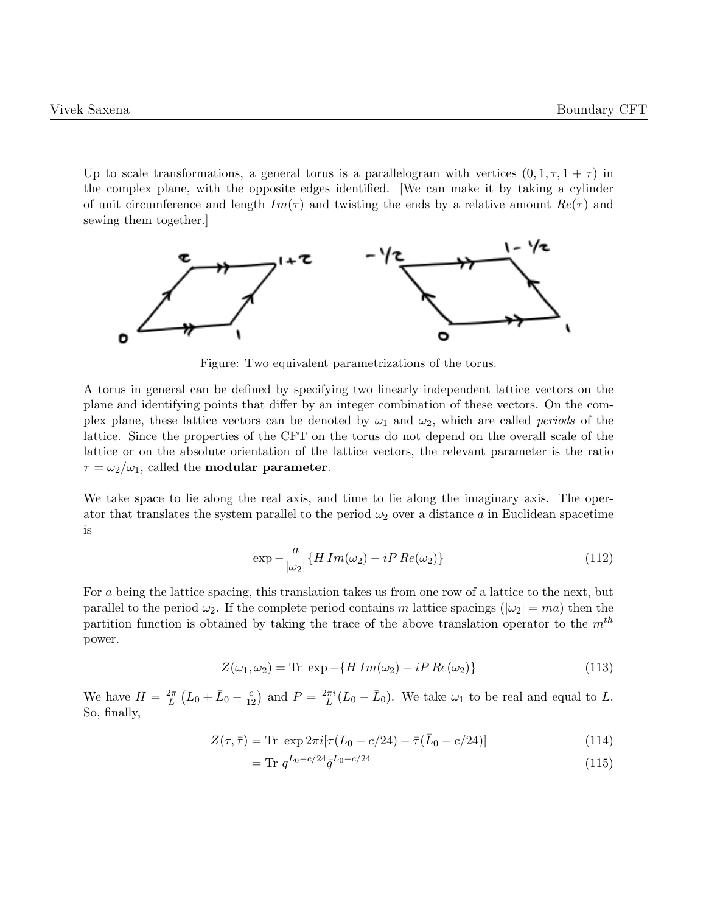Up to scale transformations, a general torus is a parallelogram with vertices $(0, 1, \tau, 1+\tau)$ in the complex plane, with the opposite edges identified. [We can make it by taking a cylinder of unit circumference and length $Im(\tau)$ and twisting the ends by a relative amount $Re(\tau)$ and sewing them together.]

Figure: Two equivalent parametrizations of the torus.

A torus in general can be defined by specifying two linearly independent lattice vectors on the plane and identifying points that differ by an integer combination of these vectors. On the complex plane, these lattice vectors can be denoted by $\omega_1$ and $\omega_2$, which are called *periods* of the lattice. Since the properties of the CFT on the torus do not depend on the overall scale of the lattice or on the absolute orientation of the lattice vectors, the relevant parameter is the ratio $\tau = \omega_2/\omega_1$, called the **modular parameter**.

We take space to lie along the real axis, and time to lie along the imaginary axis. The operator that translates the system parallel to the period $\omega_2$ over a distance $a$ in Euclidean spacetime is

$$\exp -\frac{a}{|\omega_2|}\{H\, Im(\omega_2) - iP\, Re(\omega_2)\} \tag{112}$$

For $a$ being the lattice spacing, this translation takes us from one row of a lattice to the next, but parallel to the period $\omega_2$. If the complete period contains $m$ lattice spacings ($|\omega_2| = ma$) then the partition function is obtained by taking the trace of the above translation operator to the $m^{th}$ power.

$$Z(\omega_1, \omega_2) = \text{Tr } \exp -\{H\, Im(\omega_2) - iP\, Re(\omega_2)\} \tag{113}$$

We have $H = \frac{2\pi}{L}\left(L_0 + \bar{L}_0 - \frac{c}{12}\right)$ and $P = \frac{2\pi i}{L}(L_0 - \bar{L}_0)$. We take $\omega_1$ to be real and equal to $L$. So, finally,

$$Z(\tau, \bar{\tau}) = \text{Tr } \exp 2\pi i[\tau(L_0 - c/24) - \bar{\tau}(\bar{L}_0 - c/24)] \tag{114}$$

$$= \text{Tr } q^{L_0 - c/24}\bar{q}^{\bar{L}_0 - c/24} \tag{115}$$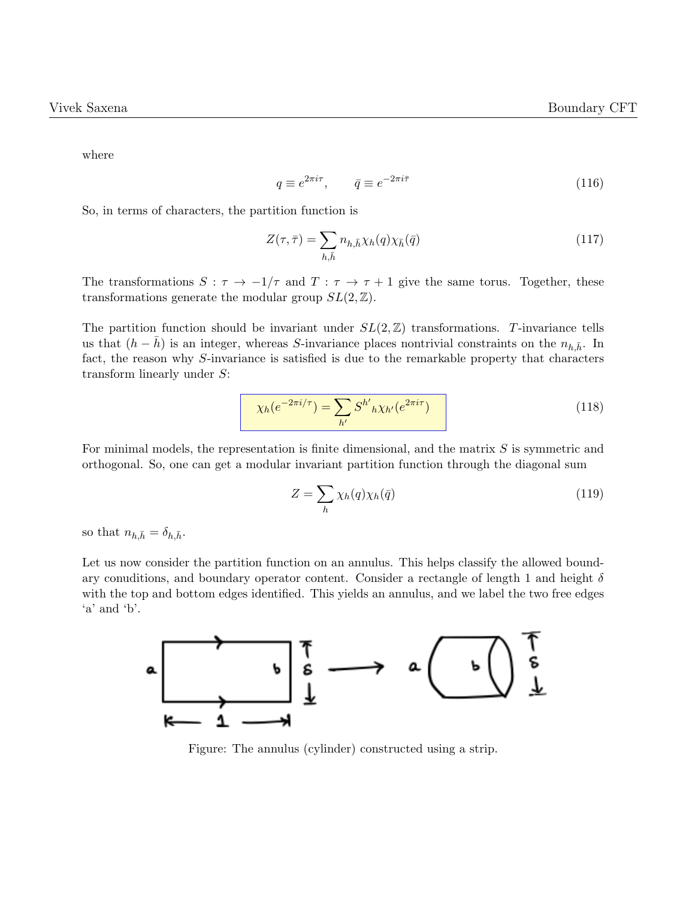where

$$q \equiv e^{2\pi i \tau}, \qquad \bar{q} \equiv e^{-2\pi i \bar{\tau}} \tag{116}$$

So, in terms of characters, the partition function is

$$Z(\tau, \bar{\tau}) = \sum_{h, \bar{h}} n_{h,\bar{h}} \chi_h(q) \chi_{\bar{h}}(\bar{q}) \tag{117}$$

The transformations $S : \tau \to -1/\tau$ and $T : \tau \to \tau + 1$ give the same torus. Together, these transformations generate the modular group $SL(2, \mathbb{Z})$.

The partition function should be invariant under $SL(2, \mathbb{Z})$ transformations. $T$-invariance tells us that $(h - \bar{h})$ is an integer, whereas $S$-invariance places nontrivial constraints on the $n_{h,\bar{h}}$. In fact, the reason why $S$-invariance is satisfied is due to the remarkable property that characters transform linearly under $S$:

$$\chi_h(e^{-2\pi i/\tau}) = \sum_{h'} S^{h'}{}_h \chi_{h'}(e^{2\pi i \tau}) \tag{118}$$

For minimal models, the representation is finite dimensional, and the matrix $S$ is symmetric and orthogonal. So, one can get a modular invariant partition function through the diagonal sum

$$Z = \sum_h \chi_h(q) \chi_h(\bar{q}) \tag{119}$$

so that $n_{h,\bar{h}} = \delta_{h,\bar{h}}$.

Let us now consider the partition function on an annulus. This helps classify the allowed boundary conuditions, and boundary operator content. Consider a rectangle of length 1 and height $\delta$ with the top and bottom edges identified. This yields an annulus, and we label the two free edges 'a' and 'b'.

Figure: The annulus (cylinder) constructed using a strip.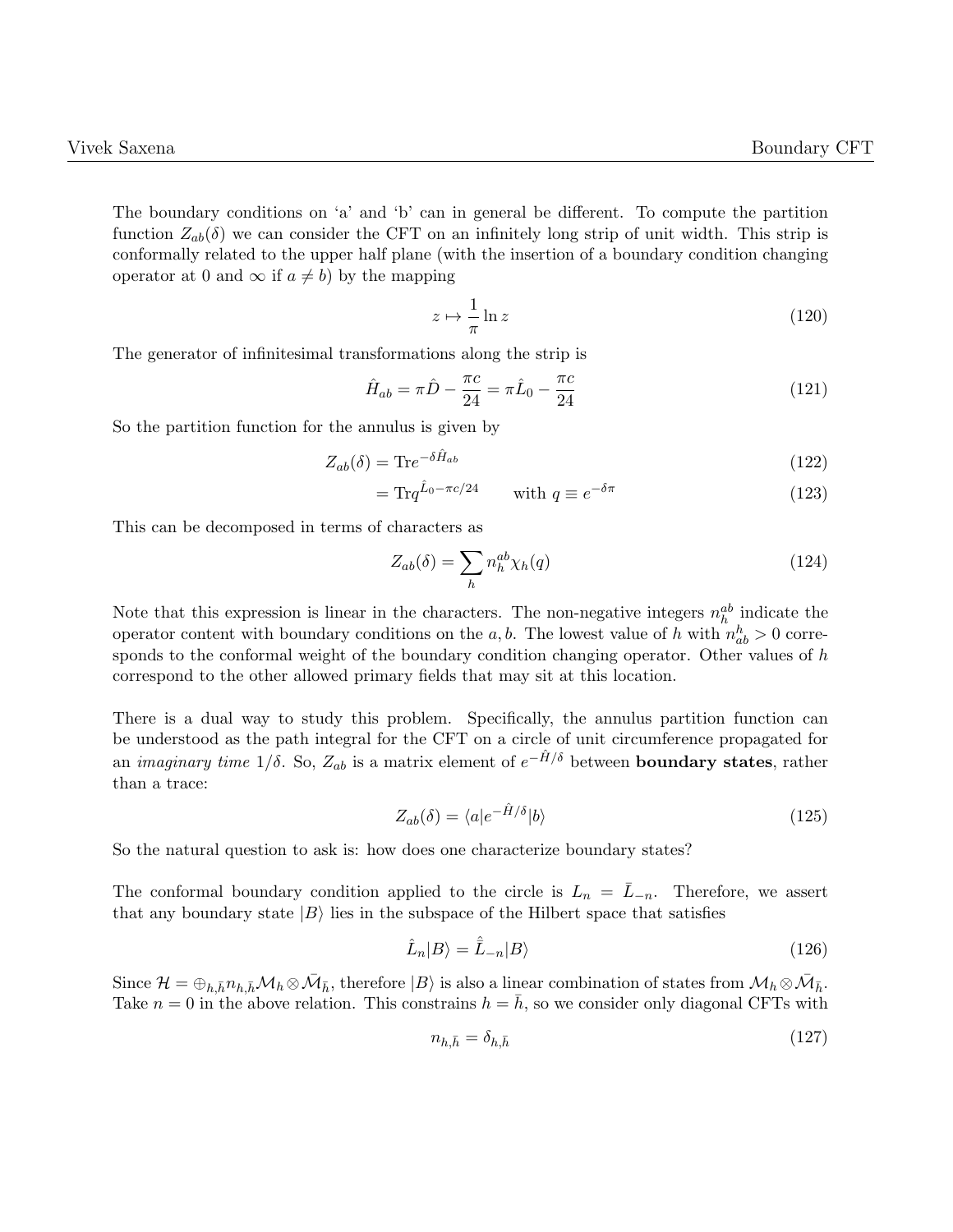The boundary conditions on 'a' and 'b' can in general be different. To compute the partition function $Z_{ab}(\delta)$ we can consider the CFT on an infinitely long strip of unit width. This strip is conformally related to the upper half plane (with the insertion of a boundary condition changing operator at 0 and $\infty$ if $a \neq b$) by the mapping

$$z \mapsto \frac{1}{\pi} \ln z \tag{120}$$

The generator of infinitesimal transformations along the strip is

$$\hat{H}_{ab} = \pi \hat{D} - \frac{\pi c}{24} = \pi \hat{L}_0 - \frac{\pi c}{24} \tag{121}$$

So the partition function for the annulus is given by

$$Z_{ab}(\delta) = \text{Tr} e^{-\delta \hat{H}_{ab}} \tag{122}$$

$$= \text{Tr} q^{\hat{L}_0 - \pi c/24} \qquad \text{with } q \equiv e^{-\delta \pi} \tag{123}$$

This can be decomposed in terms of characters as

$$Z_{ab}(\delta) = \sum_h n_h^{ab} \chi_h(q) \tag{124}$$

Note that this expression is linear in the characters. The non-negative integers $n_h^{ab}$ indicate the operator content with boundary conditions on the $a, b$. The lowest value of $h$ with $n_{ab}^h > 0$ corresponds to the conformal weight of the boundary condition changing operator. Other values of $h$ correspond to the other allowed primary fields that may sit at this location.

There is a dual way to study this problem. Specifically, the annulus partition function can be understood as the path integral for the CFT on a circle of unit circumference propagated for an *imaginary time* $1/\delta$. So, $Z_{ab}$ is a matrix element of $e^{-\hat{H}/\delta}$ between **boundary states**, rather than a trace:

$$Z_{ab}(\delta) = \langle a | e^{-\hat{H}/\delta} | b \rangle \tag{125}$$

So the natural question to ask is: how does one characterize boundary states?

The conformal boundary condition applied to the circle is $L_n = \bar{L}_{-n}$. Therefore, we assert that any boundary state $|B\rangle$ lies in the subspace of the Hilbert space that satisfies

$$\hat{L}_n |B\rangle = \hat{\bar{L}}_{-n} |B\rangle \tag{126}$$

Since $\mathcal{H} = \oplus_{h,\bar{h}} n_{h,\bar{h}} \mathcal{M}_h \otimes \bar{\mathcal{M}}_{\bar{h}}$, therefore $|B\rangle$ is also a linear combination of states from $\mathcal{M}_h \otimes \bar{\mathcal{M}}_{\bar{h}}$. Take $n = 0$ in the above relation. This constrains $h = \bar{h}$, so we consider only diagonal CFTs with

$$n_{h,\bar{h}} = \delta_{h,\bar{h}} \tag{127}$$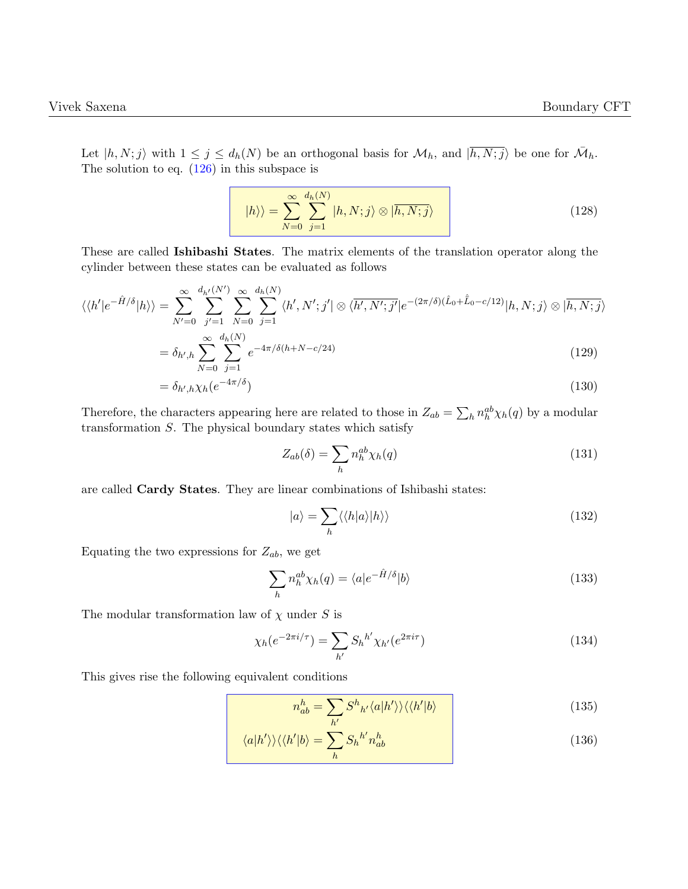Let $|h, N; j\rangle$ with $1 \leq j \leq d_h(N)$ be an orthogonal basis for $\mathcal{M}_h$, and $|\overline{h, N; j}\rangle$ be one for $\bar{\mathcal{M}}_h$. The solution to eq. (126) in this subspace is

$$
|h\rangle\rangle = \sum_{N=0}^{\infty} \sum_{j=1}^{d_h(N)} |h, N; j\rangle \otimes |\overline{h, N; j}\rangle \tag{128}
$$

These are called **Ishibashi States**. The matrix elements of the translation operator along the cylinder between these states can be evaluated as follows

$$
\begin{aligned}
\langle\langle h'|e^{-\hat{H}/\delta}|h\rangle\rangle &= \sum_{N'=0}^{\infty} \sum_{j'=1}^{d_{h'}(N')} \sum_{N=0}^{\infty} \sum_{j=1}^{d_h(N)} \langle h', N'; j'| \otimes \langle\overline{h', N'; j'}|e^{-(2\pi/\delta)(\hat{L}_0 + \hat{\bar{L}}_0 - c/12)}|h, N; j\rangle \otimes |\overline{h, N; j}\rangle \\
&= \delta_{h',h} \sum_{N=0}^{\infty} \sum_{j=1}^{d_h(N)} e^{-4\pi/\delta(h+N-c/24)} \qquad (129) \\
&= \delta_{h',h} \chi_h(e^{-4\pi/\delta}) \qquad (130)
\end{aligned}
$$

Therefore, the characters appearing here are related to those in $Z_{ab} = \sum_h n_h^{ab} \chi_h(q)$ by a modular transformation $S$. The physical boundary states which satisfy

$$
Z_{ab}(\delta) = \sum_h n_h^{ab} \chi_h(q) \tag{131}
$$

are called **Cardy States**. They are linear combinations of Ishibashi states:

$$
|a\rangle = \sum_h \langle\langle h|a\rangle |h\rangle\rangle \tag{132}
$$

Equating the two expressions for $Z_{ab}$, we get

$$
\sum_h n_h^{ab} \chi_h(q) = \langle a|e^{-\hat{H}/\delta}|b\rangle \tag{133}
$$

The modular transformation law of $\chi$ under $S$ is

$$
\chi_h(e^{-2\pi i/\tau}) = \sum_{h'} S_h{}^{h'} \chi_{h'}(e^{2\pi i \tau}) \tag{134}
$$

This gives rise the following equivalent conditions

$$
n_{ab}^h = \sum_{h'} S^h{}_{h'} \langle a|h'\rangle\rangle \langle\langle h'|b\rangle \tag{135}
$$

$$
\langle a|h'\rangle\rangle \langle\langle h'|b\rangle = \sum_h S_h{}^{h'} n_{ab}^h \tag{136}
$$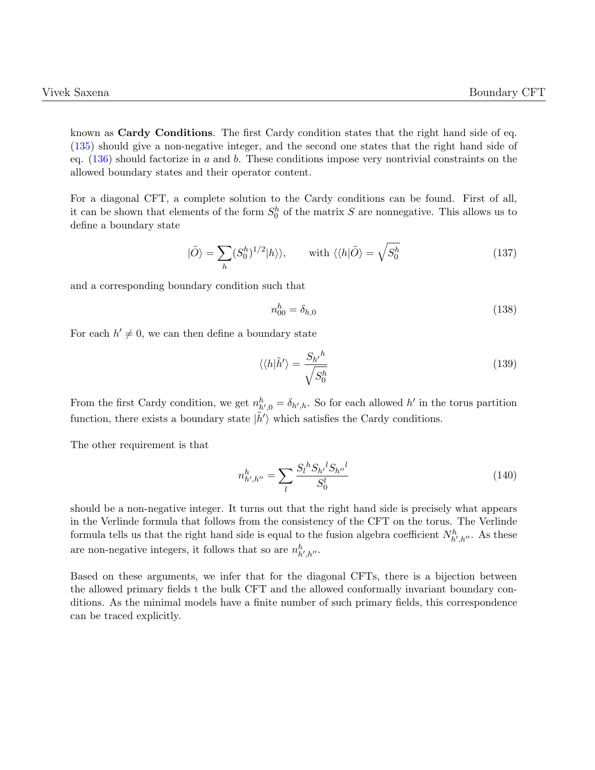known as **Cardy Conditions**. The first Cardy condition states that the right hand side of eq. (135) should give a non-negative integer, and the second one states that the right hand side of eq. (136) should factorize in $a$ and $b$. These conditions impose very nontrivial constraints on the allowed boundary states and their operator content.

For a diagonal CFT, a complete solution to the Cardy conditions can be found. First of all, it can be shown that elements of the form $S_0^h$ of the matrix $S$ are nonnegative. This allows us to define a boundary state

$$|\tilde{O}\rangle = \sum_h (S_0^h)^{1/2} |h\rangle\rangle, \qquad \text{with } \langle\langle h|\tilde{O}\rangle = \sqrt{S_0^h} \tag{137}$$

and a corresponding boundary condition such that

$$n_{00}^h = \delta_{h,0} \tag{138}$$

For each $h' \neq 0$, we can then define a boundary state

$$\langle\langle h|\tilde{h}'\rangle = \frac{S_{h'}{}^h}{\sqrt{S_0^h}} \tag{139}$$

From the first Cardy condition, we get $n_{h',0}^h = \delta_{h',h}$. So for each allowed $h'$ in the torus partition function, there exists a boundary state $|\tilde{h}'\rangle$ which satisfies the Cardy conditions.

The other requirement is that

$$n_{h',h''}^h = \sum_l \frac{S_l{}^h S_{h'}{}^l S_{h''}{}^l}{S_0^l} \tag{140}$$

should be a non-negative integer. It turns out that the right hand side is precisely what appears in the Verlinde formula that follows from the consistency of the CFT on the torus. The Verlinde formula tells us that the right hand side is equal to the fusion algebra coefficient $N_{h',h''}^h$. As these are non-negative integers, it follows that so are $n_{h',h''}^h$.

Based on these arguments, we infer that for the diagonal CFTs, there is a bijection between the allowed primary fields t the bulk CFT and the allowed conformally invariant boundary conditions. As the minimal models have a finite number of such primary fields, this correspondence can be traced explicitly.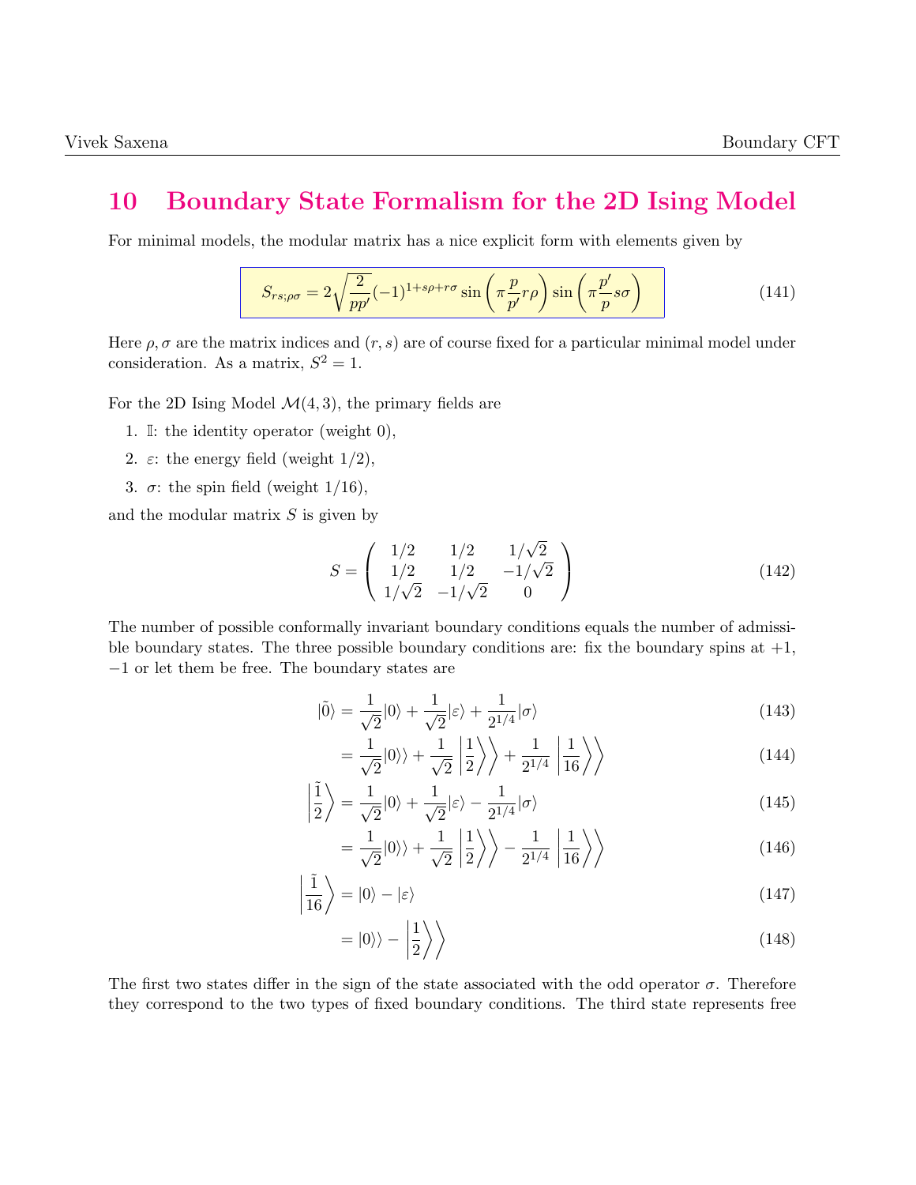# 10 Boundary State Formalism for the 2D Ising Model

For minimal models, the modular matrix has a nice explicit form with elements given by

$$S_{rs;\rho\sigma} = 2\sqrt{\frac{2}{pp'}}(-1)^{1+s\rho+r\sigma}\sin\left(\pi\frac{p}{p'}r\rho\right)\sin\left(\pi\frac{p'}{p}s\sigma\right) \tag{141}$$

Here $\rho, \sigma$ are the matrix indices and $(r, s)$ are of course fixed for a particular minimal model under consideration. As a matrix, $S^2 = 1$.

For the 2D Ising Model $\mathcal{M}(4, 3)$, the primary fields are

1. $\mathbb{I}$: the identity operator (weight 0),
2. $\varepsilon$: the energy field (weight 1/2),
3. $\sigma$: the spin field (weight 1/16),

and the modular matrix $S$ is given by

$$S = \begin{pmatrix} 1/2 & 1/2 & 1/\sqrt{2} \\ 1/2 & 1/2 & -1/\sqrt{2} \\ 1/\sqrt{2} & -1/\sqrt{2} & 0 \end{pmatrix} \tag{142}$$

The number of possible conformally invariant boundary conditions equals the number of admissible boundary states. The three possible boundary conditions are: fix the boundary spins at $+1$, $-1$ or let them be free. The boundary states are

$$|\tilde{0}\rangle = \frac{1}{\sqrt{2}}|0\rangle + \frac{1}{\sqrt{2}}|\varepsilon\rangle + \frac{1}{2^{1/4}}|\sigma\rangle \tag{143}$$

$$= \frac{1}{\sqrt{2}}|0\rangle\rangle + \frac{1}{\sqrt{2}}\left|\frac{1}{2}\right\rangle\rangle + \frac{1}{2^{1/4}}\left|\frac{1}{16}\right\rangle\rangle \tag{144}$$

$$\left|\tilde{\frac{1}{2}}\right\rangle = \frac{1}{\sqrt{2}}|0\rangle + \frac{1}{\sqrt{2}}|\varepsilon\rangle - \frac{1}{2^{1/4}}|\sigma\rangle \tag{145}$$

$$= \frac{1}{\sqrt{2}}|0\rangle\rangle + \frac{1}{\sqrt{2}}\left|\frac{1}{2}\right\rangle\rangle - \frac{1}{2^{1/4}}\left|\frac{1}{16}\right\rangle\rangle \tag{146}$$

$$\left|\tilde{\frac{1}{16}}\right\rangle = |0\rangle - |\varepsilon\rangle \tag{147}$$

$$= |0\rangle\rangle - \left|\frac{1}{2}\right\rangle\rangle \tag{148}$$

The first two states differ in the sign of the state associated with the odd operator $\sigma$. Therefore they correspond to the two types of fixed boundary conditions. The third state represents free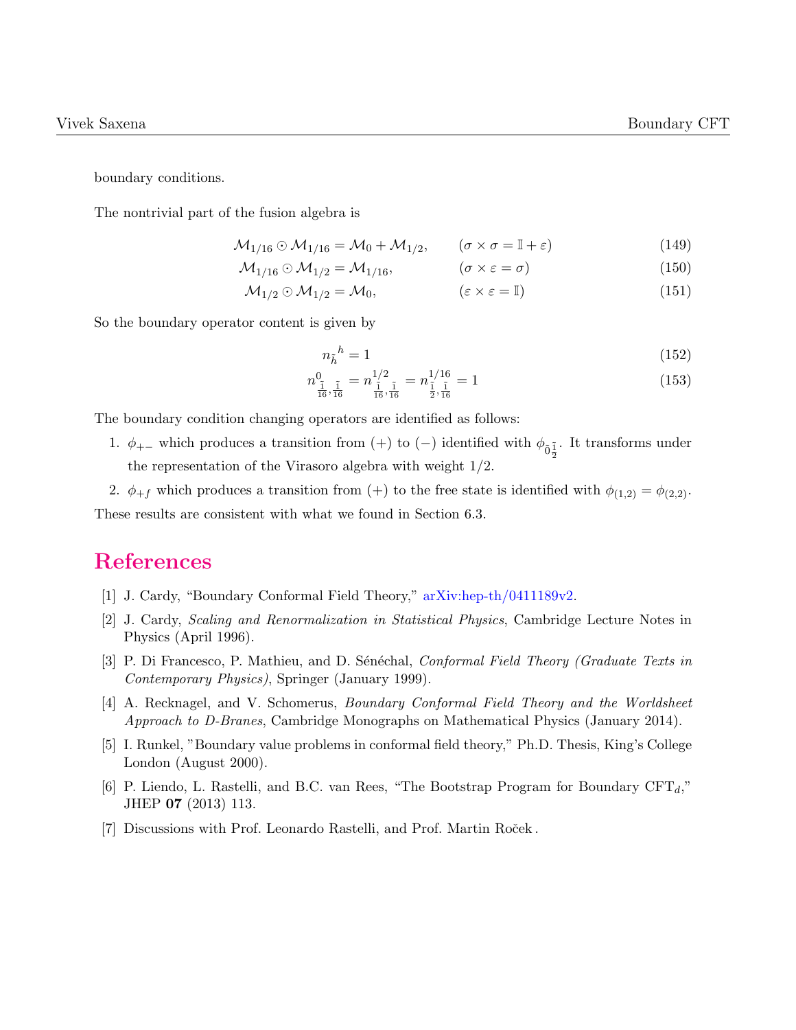boundary conditions.

The nontrivial part of the fusion algebra is

$$\mathcal{M}_{1/16} \odot \mathcal{M}_{1/16} = \mathcal{M}_0 + \mathcal{M}_{1/2}, \qquad (\sigma \times \sigma = \mathbb{I} + \varepsilon) \tag{149}$$

$$\mathcal{M}_{1/16} \odot \mathcal{M}_{1/2} = \mathcal{M}_{1/16}, \qquad (\sigma \times \varepsilon = \sigma) \tag{150}$$

$$\mathcal{M}_{1/2} \odot \mathcal{M}_{1/2} = \mathcal{M}_0, \qquad (\varepsilon \times \varepsilon = \mathbb{I}) \tag{151}$$

So the boundary operator content is given by

$$n_{\tilde{h}}{}^{h} = 1 \tag{152}$$

$$n^{0}_{\tilde{\frac{1}{16}},\tilde{\frac{1}{16}}} = n^{1/2}_{\tilde{\frac{1}{16}},\tilde{\frac{1}{16}}} = n^{1/16}_{\tilde{\frac{1}{2}},\tilde{\frac{1}{16}}} = 1 \tag{153}$$

The boundary condition changing operators are identified as follows:

1. $\phi_{+-}$ which produces a transition from $(+)$ to $(-)$ identified with $\phi_{\tilde{0}\tilde{\frac{1}{2}}}$. It transforms under the representation of the Virasoro algebra with weight 1/2.
2. $\phi_{+f}$ which produces a transition from $(+)$ to the free state is identified with $\phi_{(1,2)} = \phi_{(2,2)}$.

These results are consistent with what we found in Section 6.3.

# References

[1] J. Cardy, "Boundary Conformal Field Theory," arXiv:hep-th/0411189v2.

[2] J. Cardy, *Scaling and Renormalization in Statistical Physics*, Cambridge Lecture Notes in Physics (April 1996).

[3] P. Di Francesco, P. Mathieu, and D. Sénéchal, *Conformal Field Theory (Graduate Texts in Contemporary Physics)*, Springer (January 1999).

[4] A. Recknagel, and V. Schomerus, *Boundary Conformal Field Theory and the Worldsheet Approach to D-Branes*, Cambridge Monographs on Mathematical Physics (January 2014).

[5] I. Runkel, "Boundary value problems in conformal field theory," Ph.D. Thesis, King's College London (August 2000).

[6] P. Liendo, L. Rastelli, and B.C. van Rees, "The Bootstrap Program for Boundary CFT$_d$," JHEP **07** (2013) 113.

[7] Discussions with Prof. Leonardo Rastelli, and Prof. Martin Roček .